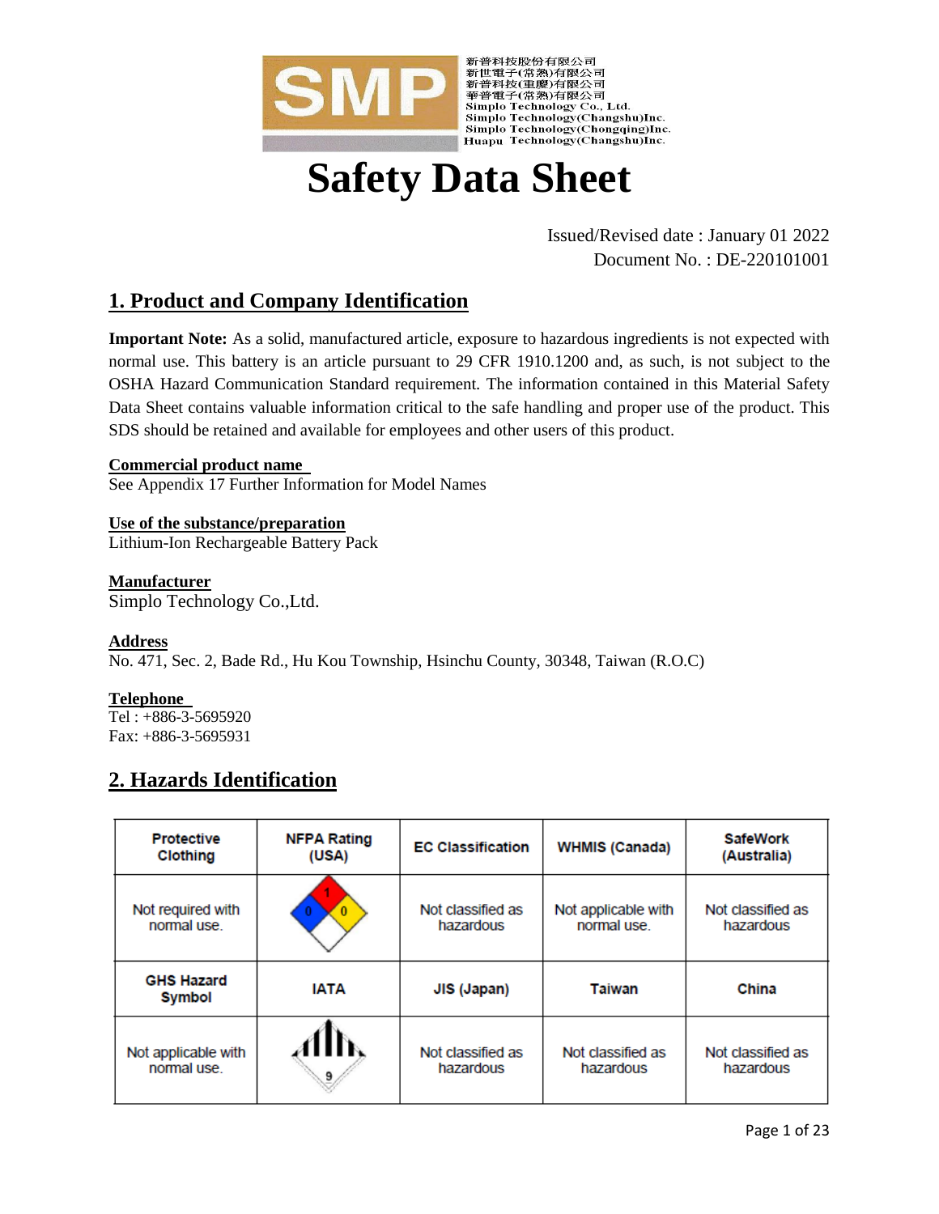SMP

新普科技股份有限公司
新世電子(常熟)有限公司
新普科技(重慶)有限公司
華普電子(常熟)有限公司
Simplo Technology Co., Ltd.
Simplo Technology(Changshu)Inc.
Simplo Technology(Chongqing)Inc.
Huapu Technology(Changshu)Inc.

# Safety Data Sheet

Issued/Revised date : January 01 2022
Document No. : DE-220101001

## 1. Product and Company Identification

**Important Note:** As a solid, manufactured article, exposure to hazardous ingredients is not expected with normal use. This battery is an article pursuant to 29 CFR 1910.1200 and, as such, is not subject to the OSHA Hazard Communication Standard requirement. The information contained in this Material Safety Data Sheet contains valuable information critical to the safe handling and proper use of the product. This SDS should be retained and available for employees and other users of this product.

**Commercial product name**
See Appendix 17 Further Information for Model Names

**Use of the substance/preparation**
Lithium-Ion Rechargeable Battery Pack

**Manufacturer**
Simplo Technology Co.,Ltd.

**Address**
No. 471, Sec. 2, Bade Rd., Hu Kou Township, Hsinchu County, 30348, Taiwan (R.O.C)

**Telephone**
Tel : +886-3-5695920
Fax: +886-3-5695931

## 2. Hazards Identification

| Protective Clothing | NFPA Rating (USA) | EC Classification | WHMIS (Canada) | SafeWork (Australia) |
|---|---|---|---|---|
| Not required with normal use. | Health 0, Flammability 1, Instability 0 | Not classified as hazardous | Not applicable with normal use. | Not classified as hazardous |
| **GHS Hazard Symbol** | **IATA** | **JIS (Japan)** | **Taiwan** | **China** |
| Not applicable with normal use. | Class 9 | Not classified as hazardous | Not classified as hazardous | Not classified as hazardous |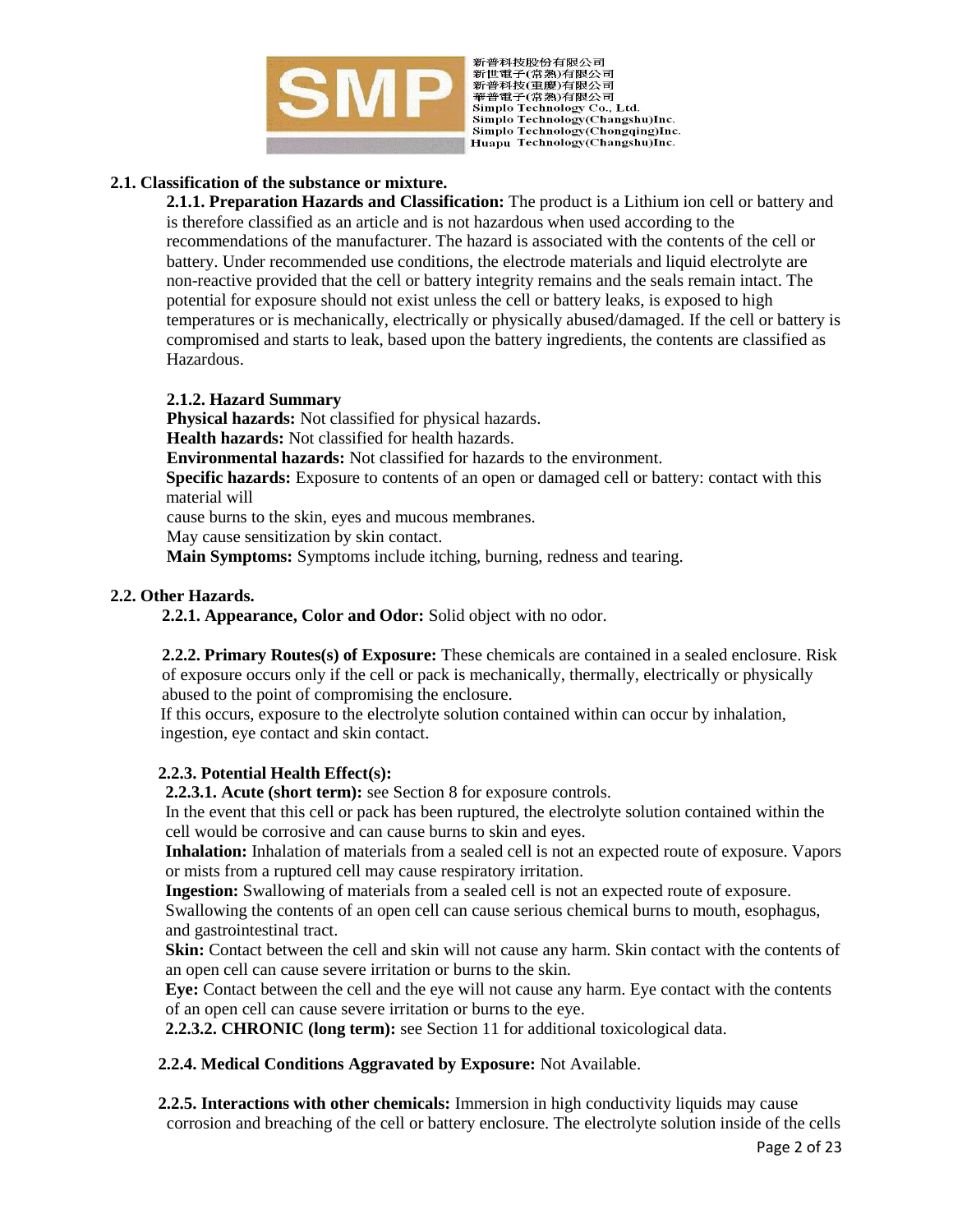## 2.1. Classification of the substance or mixture.

**2.1.1. Preparation Hazards and Classification:** The product is a Lithium ion cell or battery and is therefore classified as an article and is not hazardous when used according to the recommendations of the manufacturer. The hazard is associated with the contents of the cell or battery. Under recommended use conditions, the electrode materials and liquid electrolyte are non-reactive provided that the cell or battery integrity remains and the seals remain intact. The potential for exposure should not exist unless the cell or battery leaks, is exposed to high temperatures or is mechanically, electrically or physically abused/damaged. If the cell or battery is compromised and starts to leak, based upon the battery ingredients, the contents are classified as Hazardous.

**2.1.2. Hazard Summary**

**Physical hazards:** Not classified for physical hazards.
**Health hazards:** Not classified for health hazards.
**Environmental hazards:** Not classified for hazards to the environment.
**Specific hazards:** Exposure to contents of an open or damaged cell or battery: contact with this material will
cause burns to the skin, eyes and mucous membranes.
May cause sensitization by skin contact.
**Main Symptoms:** Symptoms include itching, burning, redness and tearing.

## 2.2. Other Hazards.

**2.2.1. Appearance, Color and Odor:** Solid object with no odor.

**2.2.2. Primary Routes(s) of Exposure:** These chemicals are contained in a sealed enclosure. Risk of exposure occurs only if the cell or pack is mechanically, thermally, electrically or physically abused to the point of compromising the enclosure.
If this occurs, exposure to the electrolyte solution contained within can occur by inhalation, ingestion, eye contact and skin contact.

**2.2.3. Potential Health Effect(s):**

**2.2.3.1. Acute (short term):** see Section 8 for exposure controls.
In the event that this cell or pack has been ruptured, the electrolyte solution contained within the cell would be corrosive and can cause burns to skin and eyes.
**Inhalation:** Inhalation of materials from a sealed cell is not an expected route of exposure. Vapors or mists from a ruptured cell may cause respiratory irritation.
**Ingestion:** Swallowing of materials from a sealed cell is not an expected route of exposure. Swallowing the contents of an open cell can cause serious chemical burns to mouth, esophagus, and gastrointestinal tract.
**Skin:** Contact between the cell and skin will not cause any harm. Skin contact with the contents of an open cell can cause severe irritation or burns to the skin.
**Eye:** Contact between the cell and the eye will not cause any harm. Eye contact with the contents of an open cell can cause severe irritation or burns to the eye.
**2.2.3.2. CHRONIC (long term):** see Section 11 for additional toxicological data.

**2.2.4. Medical Conditions Aggravated by Exposure:** Not Available.

**2.2.5. Interactions with other chemicals:** Immersion in high conductivity liquids may cause corrosion and breaching of the cell or battery enclosure. The electrolyte solution inside of the cells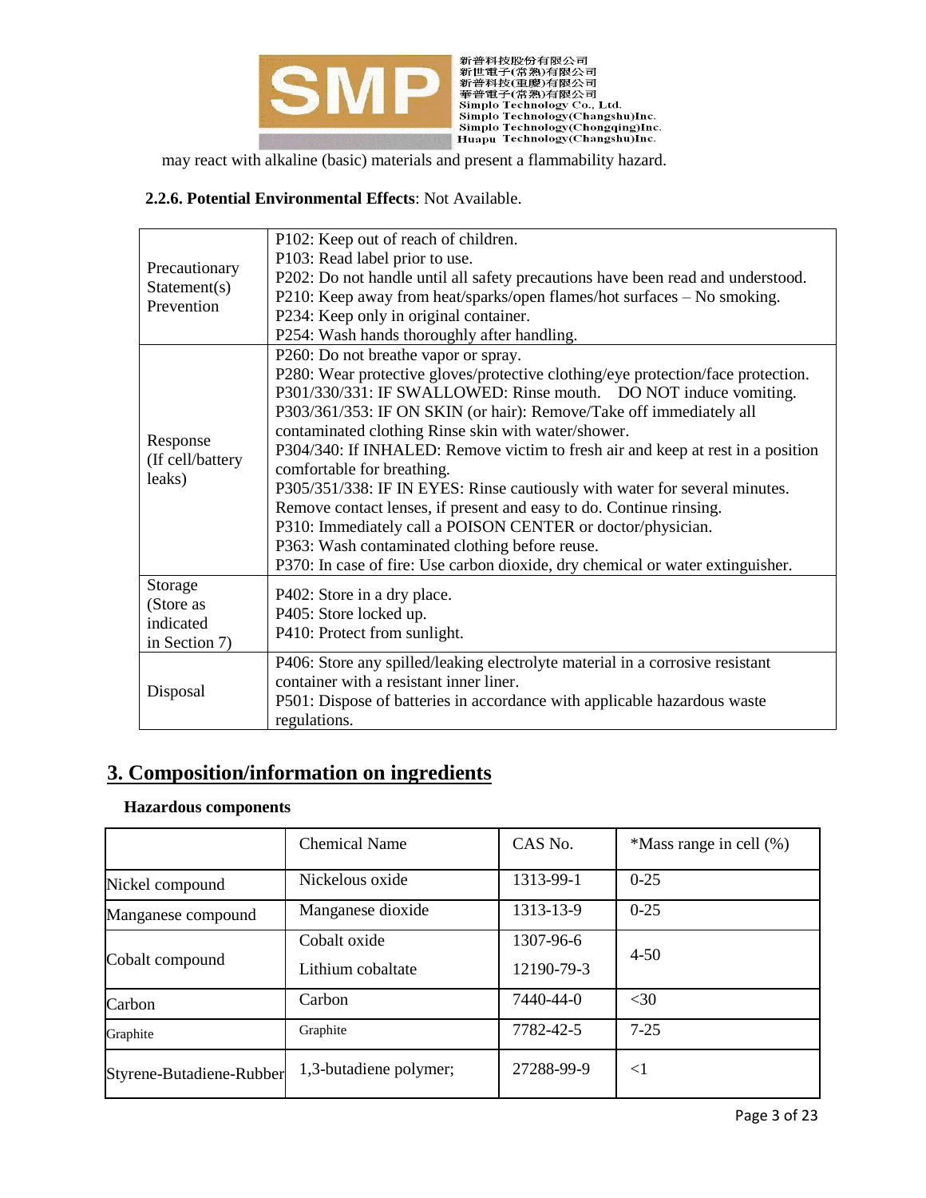may react with alkaline (basic) materials and present a flammability hazard.

**2.2.6. Potential Environmental Effects**: Not Available.

| | |
|---|---|
| Precautionary Statement(s) Prevention | P102: Keep out of reach of children.<br>P103: Read label prior to use.<br>P202: Do not handle until all safety precautions have been read and understood.<br>P210: Keep away from heat/sparks/open flames/hot surfaces – No smoking.<br>P234: Keep only in original container.<br>P254: Wash hands thoroughly after handling. |
| Response (If cell/battery leaks) | P260: Do not breathe vapor or spray.<br>P280: Wear protective gloves/protective clothing/eye protection/face protection.<br>P301/330/331: IF SWALLOWED: Rinse mouth. DO NOT induce vomiting.<br>P303/361/353: IF ON SKIN (or hair): Remove/Take off immediately all contaminated clothing Rinse skin with water/shower.<br>P304/340: If INHALED: Remove victim to fresh air and keep at rest in a position comfortable for breathing.<br>P305/351/338: IF IN EYES: Rinse cautiously with water for several minutes. Remove contact lenses, if present and easy to do. Continue rinsing.<br>P310: Immediately call a POISON CENTER or doctor/physician.<br>P363: Wash contaminated clothing before reuse.<br>P370: In case of fire: Use carbon dioxide, dry chemical or water extinguisher. |
| Storage (Store as indicated in Section 7) | P402: Store in a dry place.<br>P405: Store locked up.<br>P410: Protect from sunlight. |
| Disposal | P406: Store any spilled/leaking electrolyte material in a corrosive resistant container with a resistant inner liner.<br>P501: Dispose of batteries in accordance with applicable hazardous waste regulations. |

## 3. Composition/information on ingredients

**Hazardous components**

| | Chemical Name | CAS No. | *Mass range in cell (%) |
|---|---|---|---|
| Nickel compound | Nickelous oxide | 1313-99-1 | 0-25 |
| Manganese compound | Manganese dioxide | 1313-13-9 | 0-25 |
| Cobalt compound | Cobalt oxide<br>Lithium cobaltate | 1307-96-6<br>12190-79-3 | 4-50 |
| Carbon | Carbon | 7440-44-0 | <30 |
| Graphite | Graphite | 7782-42-5 | 7-25 |
| Styrene-Butadiene-Rubber | 1,3-butadiene polymer; | 27288-99-9 | <1 |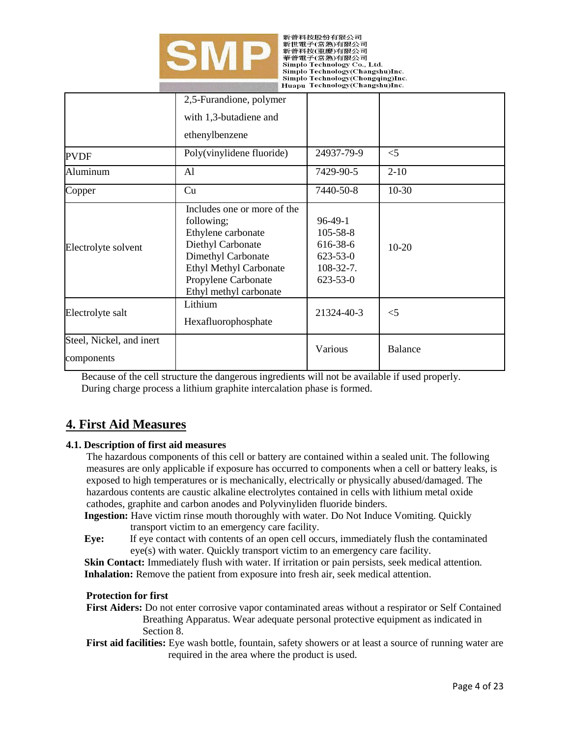| | 2,5-Furandione, polymer with 1,3-butadiene and ethenylbenzene | | |
|---|---|---|---|
| PVDF | Poly(vinylidene fluoride) | 24937-79-9 | <5 |
| Aluminum | Al | 7429-90-5 | 2-10 |
| Copper | Cu | 7440-50-8 | 10-30 |
| Electrolyte solvent | Includes one or more of the following;<br>Ethylene carbonate<br>Diethyl Carbonate<br>Dimethyl Carbonate<br>Ethyl Methyl Carbonate<br>Propylene Carbonate<br>Ethyl methyl carbonate | 96-49-1<br>105-58-8<br>616-38-6<br>623-53-0<br>108-32-7.<br>623-53-0 | 10-20 |
| Electrolyte salt | Lithium Hexafluorophosphate | 21324-40-3 | <5 |
| Steel, Nickel, and inert components | | Various | Balance |

Because of the cell structure the dangerous ingredients will not be available if used properly. During charge process a lithium graphite intercalation phase is formed.

## 4. First Aid Measures

### 4.1. Description of first aid measures

The hazardous components of this cell or battery are contained within a sealed unit. The following measures are only applicable if exposure has occurred to components when a cell or battery leaks, is exposed to high temperatures or is mechanically, electrically or physically abused/damaged. The hazardous contents are caustic alkaline electrolytes contained in cells with lithium metal oxide cathodes, graphite and carbon anodes and Polyvinyliden fluoride binders.

**Ingestion:** Have victim rinse mouth thoroughly with water. Do Not Induce Vomiting. Quickly transport victim to an emergency care facility.

**Eye:** If eye contact with contents of an open cell occurs, immediately flush the contaminated eye(s) with water. Quickly transport victim to an emergency care facility.

**Skin Contact:** Immediately flush with water. If irritation or pain persists, seek medical attention.

**Inhalation:** Remove the patient from exposure into fresh air, seek medical attention.

**Protection for first**

**First Aiders:** Do not enter corrosive vapor contaminated areas without a respirator or Self Contained Breathing Apparatus. Wear adequate personal protective equipment as indicated in Section 8.

**First aid facilities:** Eye wash bottle, fountain, safety showers or at least a source of running water are required in the area where the product is used.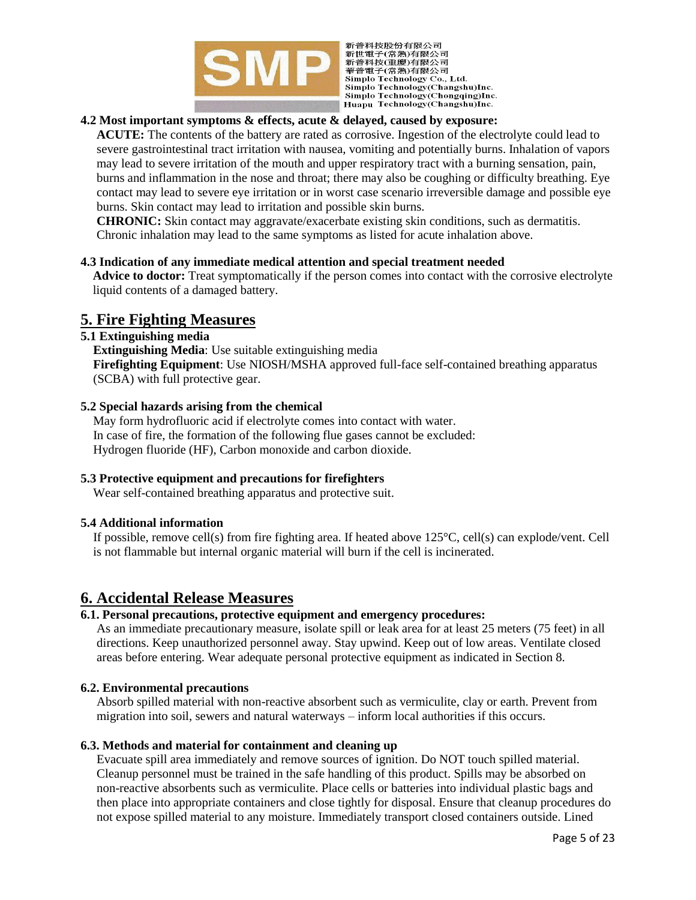### 4.2 Most important symptoms & effects, acute & delayed, caused by exposure:

**ACUTE:** The contents of the battery are rated as corrosive. Ingestion of the electrolyte could lead to severe gastrointestinal tract irritation with nausea, vomiting and potentially burns. Inhalation of vapors may lead to severe irritation of the mouth and upper respiratory tract with a burning sensation, pain, burns and inflammation in the nose and throat; there may also be coughing or difficulty breathing. Eye contact may lead to severe eye irritation or in worst case scenario irreversible damage and possible eye burns. Skin contact may lead to irritation and possible skin burns.

**CHRONIC:** Skin contact may aggravate/exacerbate existing skin conditions, such as dermatitis. Chronic inhalation may lead to the same symptoms as listed for acute inhalation above.

### 4.3 Indication of any immediate medical attention and special treatment needed

**Advice to doctor:** Treat symptomatically if the person comes into contact with the corrosive electrolyte liquid contents of a damaged battery.

## 5. Fire Fighting Measures

### 5.1 Extinguishing media

**Extinguishing Media**: Use suitable extinguishing media

**Firefighting Equipment**: Use NIOSH/MSHA approved full-face self-contained breathing apparatus (SCBA) with full protective gear.

### 5.2 Special hazards arising from the chemical

May form hydrofluoric acid if electrolyte comes into contact with water.
In case of fire, the formation of the following flue gases cannot be excluded:
Hydrogen fluoride (HF), Carbon monoxide and carbon dioxide.

### 5.3 Protective equipment and precautions for firefighters

Wear self-contained breathing apparatus and protective suit.

### 5.4 Additional information

If possible, remove cell(s) from fire fighting area. If heated above 125°C, cell(s) can explode/vent. Cell is not flammable but internal organic material will burn if the cell is incinerated.

## 6. Accidental Release Measures

### 6.1. Personal precautions, protective equipment and emergency procedures:

As an immediate precautionary measure, isolate spill or leak area for at least 25 meters (75 feet) in all directions. Keep unauthorized personnel away. Stay upwind. Keep out of low areas. Ventilate closed areas before entering. Wear adequate personal protective equipment as indicated in Section 8.

### 6.2. Environmental precautions

Absorb spilled material with non-reactive absorbent such as vermiculite, clay or earth. Prevent from migration into soil, sewers and natural waterways – inform local authorities if this occurs.

### 6.3. Methods and material for containment and cleaning up

Evacuate spill area immediately and remove sources of ignition. Do NOT touch spilled material. Cleanup personnel must be trained in the safe handling of this product. Spills may be absorbed on non-reactive absorbents such as vermiculite. Place cells or batteries into individual plastic bags and then place into appropriate containers and close tightly for disposal. Ensure that cleanup procedures do not expose spilled material to any moisture. Immediately transport closed containers outside. Lined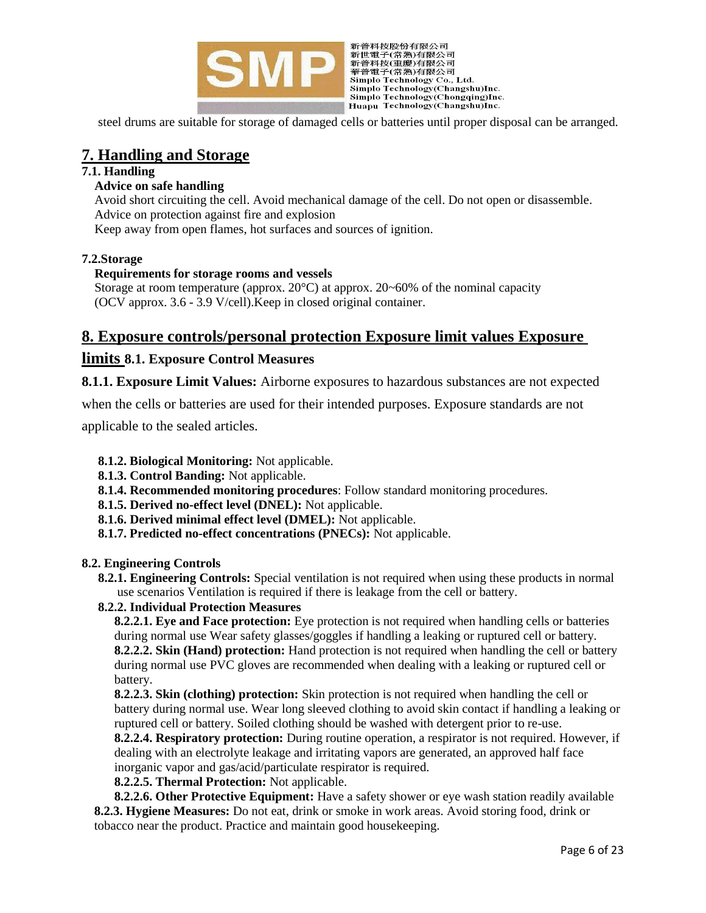steel drums are suitable for storage of damaged cells or batteries until proper disposal can be arranged.

## 7. Handling and Storage

### 7.1. Handling

**Advice on safe handling**

Avoid short circuiting the cell. Avoid mechanical damage of the cell. Do not open or disassemble.
Advice on protection against fire and explosion
Keep away from open flames, hot surfaces and sources of ignition.

### 7.2.Storage

**Requirements for storage rooms and vessels**

Storage at room temperature (approx. 20°C) at approx. 20~60% of the nominal capacity (OCV approx. 3.6 - 3.9 V/cell).Keep in closed original container.

## 8. Exposure controls/personal protection Exposure limit values Exposure limits 8.1. Exposure Control Measures

**8.1.1. Exposure Limit Values:** Airborne exposures to hazardous substances are not expected when the cells or batteries are used for their intended purposes. Exposure standards are not applicable to the sealed articles.

**8.1.2. Biological Monitoring:** Not applicable.
**8.1.3. Control Banding:** Not applicable.
**8.1.4. Recommended monitoring procedures**: Follow standard monitoring procedures.
**8.1.5. Derived no-effect level (DNEL):** Not applicable.
**8.1.6. Derived minimal effect level (DMEL):** Not applicable.
**8.1.7. Predicted no-effect concentrations (PNECs):** Not applicable.

### 8.2. Engineering Controls

**8.2.1. Engineering Controls:** Special ventilation is not required when using these products in normal use scenarios Ventilation is required if there is leakage from the cell or battery.

**8.2.2. Individual Protection Measures**

**8.2.2.1. Eye and Face protection:** Eye protection is not required when handling cells or batteries during normal use Wear safety glasses/goggles if handling a leaking or ruptured cell or battery.
**8.2.2.2. Skin (Hand) protection:** Hand protection is not required when handling the cell or battery during normal use PVC gloves are recommended when dealing with a leaking or ruptured cell or battery.
**8.2.2.3. Skin (clothing) protection:** Skin protection is not required when handling the cell or battery during normal use. Wear long sleeved clothing to avoid skin contact if handling a leaking or ruptured cell or battery. Soiled clothing should be washed with detergent prior to re-use.
**8.2.2.4. Respiratory protection:** During routine operation, a respirator is not required. However, if dealing with an electrolyte leakage and irritating vapors are generated, an approved half face inorganic vapor and gas/acid/particulate respirator is required.
**8.2.2.5. Thermal Protection:** Not applicable.
**8.2.2.6. Other Protective Equipment:** Have a safety shower or eye wash station readily available

**8.2.3. Hygiene Measures:** Do not eat, drink or smoke in work areas. Avoid storing food, drink or tobacco near the product. Practice and maintain good housekeeping.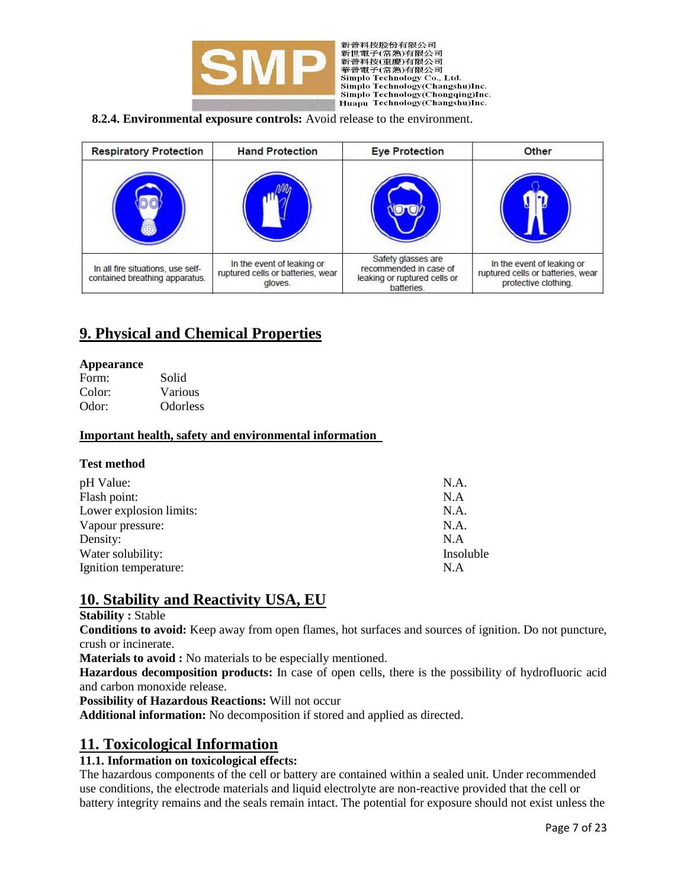**8.2.4. Environmental exposure controls:** Avoid release to the environment.

| Respiratory Protection | Hand Protection | Eye Protection | Other |
|---|---|---|---|
| | | | |
| In all fire situations, use self-contained breathing apparatus. | In the event of leaking or ruptured cells or batteries, wear gloves. | Safety glasses are recommended in case of leaking or ruptured cells or batteries. | In the event of leaking or ruptured cells or batteries, wear protective clothing. |

## 9. Physical and Chemical Properties

**Appearance**

Form: Solid
Color: Various
Odor: Odorless

**Important health, safety and environmental information**

**Test method**

| | |
|---|---|
| pH Value: | N.A. |
| Flash point: | N.A |
| Lower explosion limits: | N.A. |
| Vapour pressure: | N.A. |
| Density: | N.A |
| Water solubility: | Insoluble |
| Ignition temperature: | N.A |

## 10. Stability and Reactivity USA, EU

**Stability :** Stable
**Conditions to avoid:** Keep away from open flames, hot surfaces and sources of ignition. Do not puncture, crush or incinerate.
**Materials to avoid :** No materials to be especially mentioned.
**Hazardous decomposition products:** In case of open cells, there is the possibility of hydrofluoric acid and carbon monoxide release.
**Possibility of Hazardous Reactions:** Will not occur
**Additional information:** No decomposition if stored and applied as directed.

## 11. Toxicological Information

### 11.1. Information on toxicological effects:

The hazardous components of the cell or battery are contained within a sealed unit. Under recommended use conditions, the electrode materials and liquid electrolyte are non-reactive provided that the cell or battery integrity remains and the seals remain intact. The potential for exposure should not exist unless the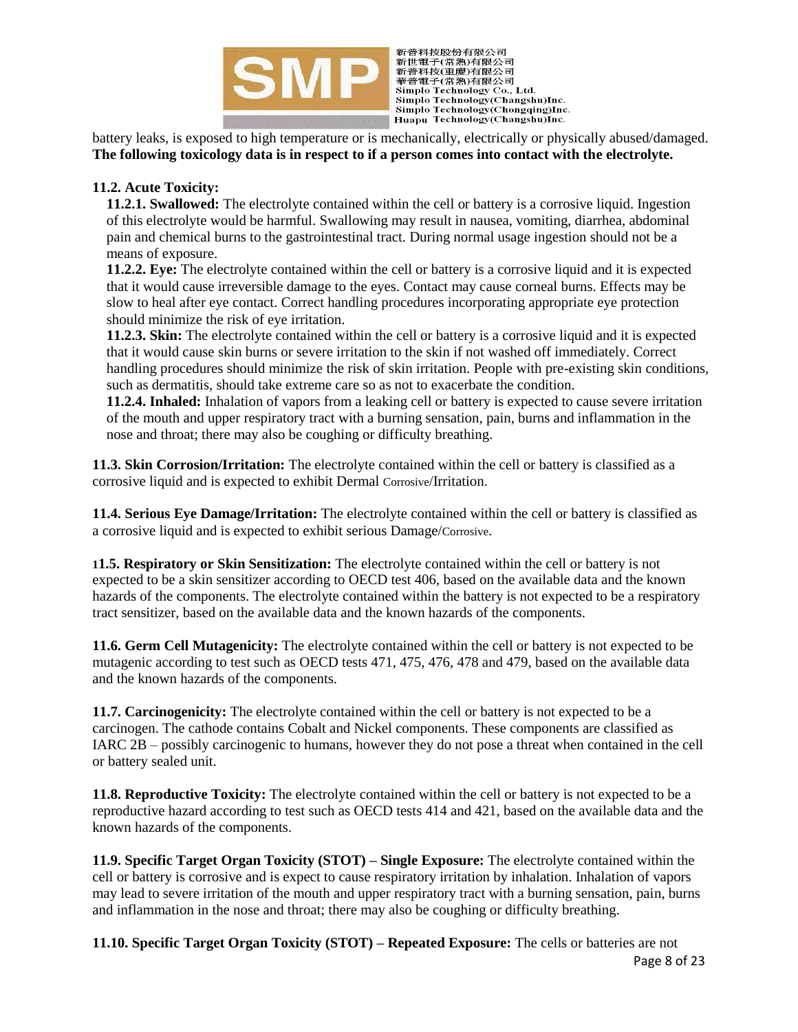battery leaks, is exposed to high temperature or is mechanically, electrically or physically abused/damaged. **The following toxicology data is in respect to if a person comes into contact with the electrolyte.**

**11.2. Acute Toxicity:**

**11.2.1. Swallowed:** The electrolyte contained within the cell or battery is a corrosive liquid. Ingestion of this electrolyte would be harmful. Swallowing may result in nausea, vomiting, diarrhea, abdominal pain and chemical burns to the gastrointestinal tract. During normal usage ingestion should not be a means of exposure.

**11.2.2. Eye:** The electrolyte contained within the cell or battery is a corrosive liquid and it is expected that it would cause irreversible damage to the eyes. Contact may cause corneal burns. Effects may be slow to heal after eye contact. Correct handling procedures incorporating appropriate eye protection should minimize the risk of eye irritation.

**11.2.3. Skin:** The electrolyte contained within the cell or battery is a corrosive liquid and it is expected that it would cause skin burns or severe irritation to the skin if not washed off immediately. Correct handling procedures should minimize the risk of skin irritation. People with pre-existing skin conditions, such as dermatitis, should take extreme care so as not to exacerbate the condition.

**11.2.4. Inhaled:** Inhalation of vapors from a leaking cell or battery is expected to cause severe irritation of the mouth and upper respiratory tract with a burning sensation, pain, burns and inflammation in the nose and throat; there may also be coughing or difficulty breathing.

**11.3. Skin Corrosion/Irritation:** The electrolyte contained within the cell or battery is classified as a corrosive liquid and is expected to exhibit Dermal Corrosive/Irritation.

**11.4. Serious Eye Damage/Irritation:** The electrolyte contained within the cell or battery is classified as a corrosive liquid and is expected to exhibit serious Damage/Corrosive.

**11.5. Respiratory or Skin Sensitization:** The electrolyte contained within the cell or battery is not expected to be a skin sensitizer according to OECD test 406, based on the available data and the known hazards of the components. The electrolyte contained within the battery is not expected to be a respiratory tract sensitizer, based on the available data and the known hazards of the components.

**11.6. Germ Cell Mutagenicity:** The electrolyte contained within the cell or battery is not expected to be mutagenic according to test such as OECD tests 471, 475, 476, 478 and 479, based on the available data and the known hazards of the components.

**11.7. Carcinogenicity:** The electrolyte contained within the cell or battery is not expected to be a carcinogen. The cathode contains Cobalt and Nickel components. These components are classified as IARC 2B – possibly carcinogenic to humans, however they do not pose a threat when contained in the cell or battery sealed unit.

**11.8. Reproductive Toxicity:** The electrolyte contained within the cell or battery is not expected to be a reproductive hazard according to test such as OECD tests 414 and 421, based on the available data and the known hazards of the components.

**11.9. Specific Target Organ Toxicity (STOT) – Single Exposure:** The electrolyte contained within the cell or battery is corrosive and is expect to cause respiratory irritation by inhalation. Inhalation of vapors may lead to severe irritation of the mouth and upper respiratory tract with a burning sensation, pain, burns and inflammation in the nose and throat; there may also be coughing or difficulty breathing.

**11.10. Specific Target Organ Toxicity (STOT) – Repeated Exposure:** The cells or batteries are not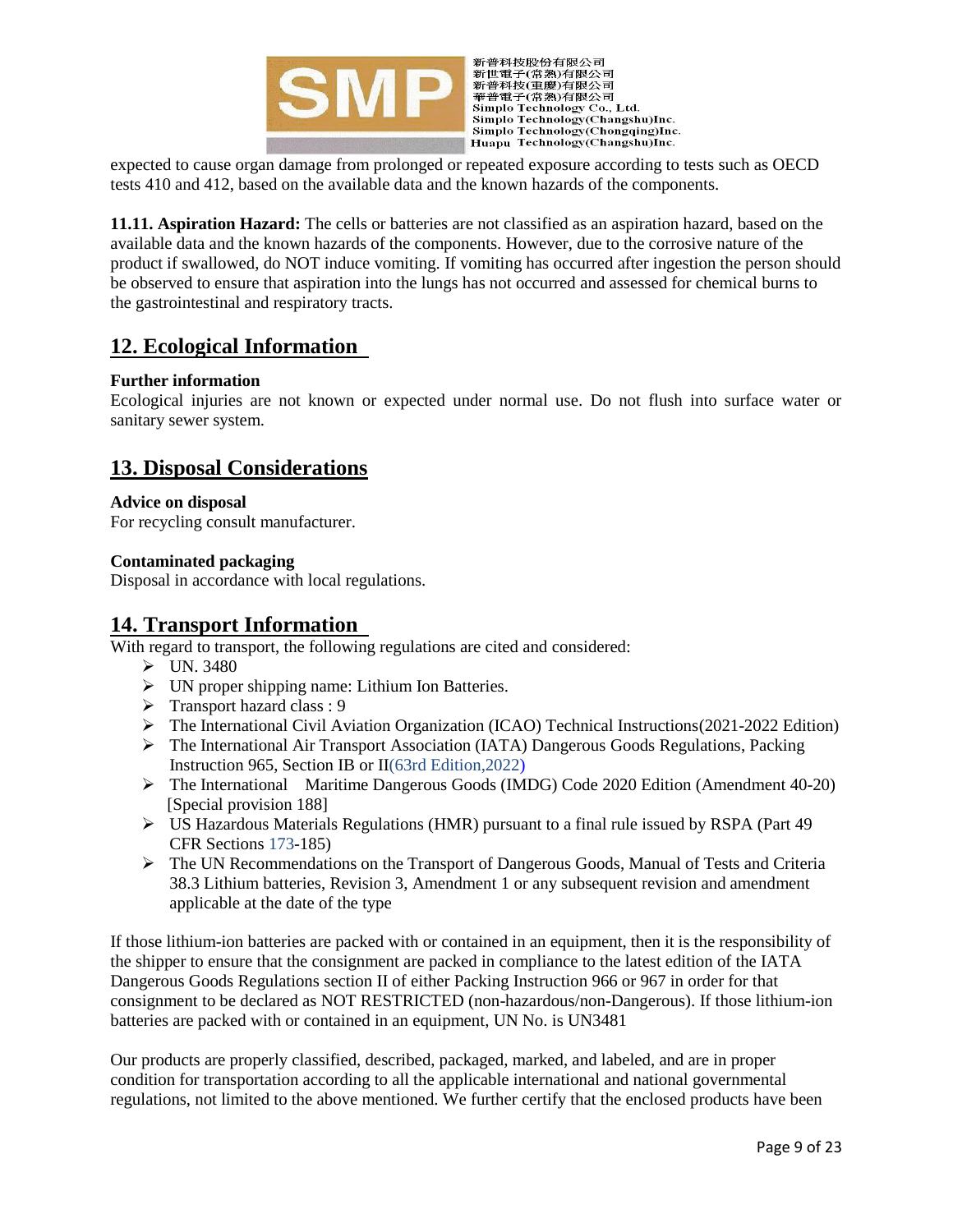expected to cause organ damage from prolonged or repeated exposure according to tests such as OECD tests 410 and 412, based on the available data and the known hazards of the components.

**11.11. Aspiration Hazard:** The cells or batteries are not classified as an aspiration hazard, based on the available data and the known hazards of the components. However, due to the corrosive nature of the product if swallowed, do NOT induce vomiting. If vomiting has occurred after ingestion the person should be observed to ensure that aspiration into the lungs has not occurred and assessed for chemical burns to the gastrointestinal and respiratory tracts.

## 12. Ecological Information

**Further information**

Ecological injuries are not known or expected under normal use. Do not flush into surface water or sanitary sewer system.

## 13. Disposal Considerations

**Advice on disposal**

For recycling consult manufacturer.

**Contaminated packaging**

Disposal in accordance with local regulations.

## 14. Transport Information

With regard to transport, the following regulations are cited and considered:

- UN. 3480
- UN proper shipping name: Lithium Ion Batteries.
- Transport hazard class : 9
- The International Civil Aviation Organization (ICAO) Technical Instructions(2021-2022 Edition)
- The International Air Transport Association (IATA) Dangerous Goods Regulations, Packing Instruction 965, Section IB or II(63rd Edition,2022)
- The International Maritime Dangerous Goods (IMDG) Code 2020 Edition (Amendment 40-20) [Special provision 188]
- US Hazardous Materials Regulations (HMR) pursuant to a final rule issued by RSPA (Part 49 CFR Sections 173-185)
- The UN Recommendations on the Transport of Dangerous Goods, Manual of Tests and Criteria 38.3 Lithium batteries, Revision 3, Amendment 1 or any subsequent revision and amendment applicable at the date of the type

If those lithium-ion batteries are packed with or contained in an equipment, then it is the responsibility of the shipper to ensure that the consignment are packed in compliance to the latest edition of the IATA Dangerous Goods Regulations section II of either Packing Instruction 966 or 967 in order for that consignment to be declared as NOT RESTRICTED (non-hazardous/non-Dangerous). If those lithium-ion batteries are packed with or contained in an equipment, UN No. is UN3481

Our products are properly classified, described, packaged, marked, and labeled, and are in proper condition for transportation according to all the applicable international and national governmental regulations, not limited to the above mentioned. We further certify that the enclosed products have been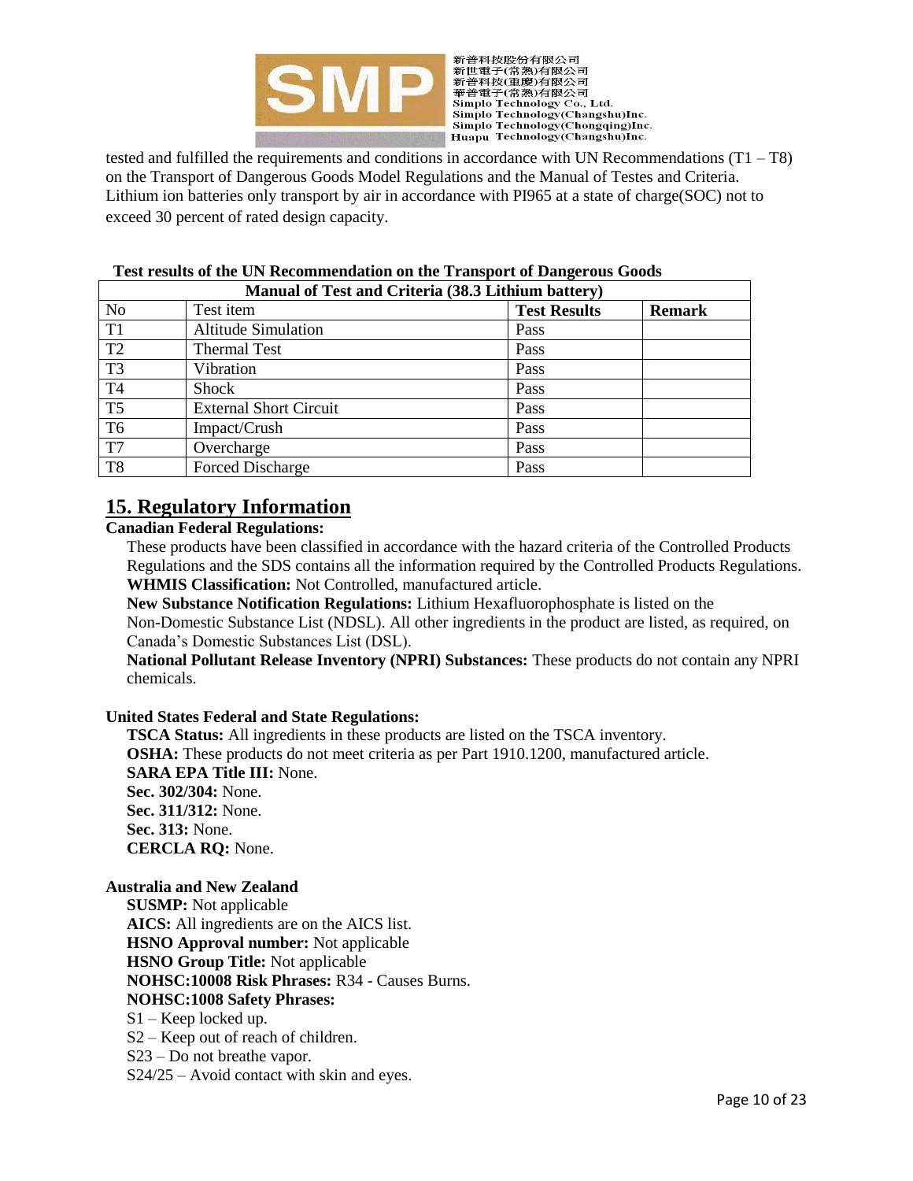tested and fulfilled the requirements and conditions in accordance with UN Recommendations (T1 – T8) on the Transport of Dangerous Goods Model Regulations and the Manual of Testes and Criteria. Lithium ion batteries only transport by air in accordance with PI965 at a state of charge(SOC) not to exceed 30 percent of rated design capacity.

**Test results of the UN Recommendation on the Transport of Dangerous Goods**

| Manual of Test and Criteria (38.3 Lithium battery) | | | |
|---|---|---|---|
| No | Test item | **Test Results** | **Remark** |
| T1 | Altitude Simulation | Pass | |
| T2 | Thermal Test | Pass | |
| T3 | Vibration | Pass | |
| T4 | Shock | Pass | |
| T5 | External Short Circuit | Pass | |
| T6 | Impact/Crush | Pass | |
| T7 | Overcharge | Pass | |
| T8 | Forced Discharge | Pass | |

## 15. Regulatory Information

**Canadian Federal Regulations:**

These products have been classified in accordance with the hazard criteria of the Controlled Products Regulations and the SDS contains all the information required by the Controlled Products Regulations.

**WHMIS Classification:** Not Controlled, manufactured article.

**New Substance Notification Regulations:** Lithium Hexafluorophosphate is listed on the Non-Domestic Substance List (NDSL). All other ingredients in the product are listed, as required, on Canada's Domestic Substances List (DSL).

**National Pollutant Release Inventory (NPRI) Substances:** These products do not contain any NPRI chemicals.

**United States Federal and State Regulations:**

**TSCA Status:** All ingredients in these products are listed on the TSCA inventory.
**OSHA:** These products do not meet criteria as per Part 1910.1200, manufactured article.
**SARA EPA Title III:** None.
**Sec. 302/304:** None.
**Sec. 311/312:** None.
**Sec. 313:** None.
**CERCLA RQ:** None.

**Australia and New Zealand**

**SUSMP:** Not applicable
**AICS:** All ingredients are on the AICS list.
**HSNO Approval number:** Not applicable
**HSNO Group Title:** Not applicable
**NOHSC:10008 Risk Phrases:** R34 - Causes Burns.
**NOHSC:1008 Safety Phrases:**
S1 – Keep locked up.
S2 – Keep out of reach of children.
S23 – Do not breathe vapor.
S24/25 – Avoid contact with skin and eyes.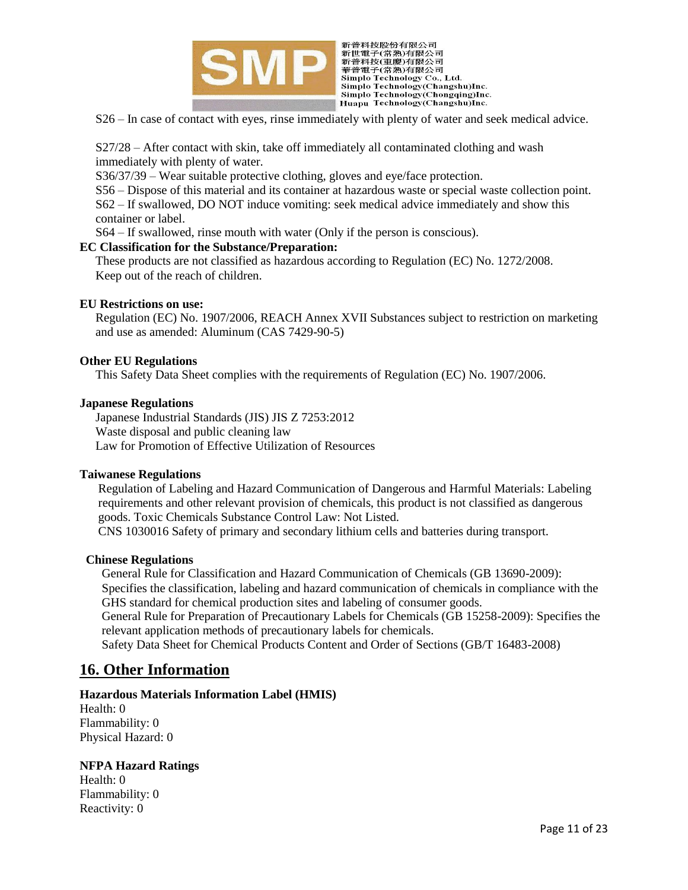S26 – In case of contact with eyes, rinse immediately with plenty of water and seek medical advice.

S27/28 – After contact with skin, take off immediately all contaminated clothing and wash immediately with plenty of water.

S36/37/39 – Wear suitable protective clothing, gloves and eye/face protection.

S56 – Dispose of this material and its container at hazardous waste or special waste collection point.

S62 – If swallowed, DO NOT induce vomiting: seek medical advice immediately and show this container or label.

S64 – If swallowed, rinse mouth with water (Only if the person is conscious).

**EC Classification for the Substance/Preparation:**

These products are not classified as hazardous according to Regulation (EC) No. 1272/2008.
Keep out of the reach of children.

**EU Restrictions on use:**

Regulation (EC) No. 1907/2006, REACH Annex XVII Substances subject to restriction on marketing and use as amended: Aluminum (CAS 7429-90-5)

**Other EU Regulations**

This Safety Data Sheet complies with the requirements of Regulation (EC) No. 1907/2006.

**Japanese Regulations**

Japanese Industrial Standards (JIS) JIS Z 7253:2012
Waste disposal and public cleaning law
Law for Promotion of Effective Utilization of Resources

**Taiwanese Regulations**

Regulation of Labeling and Hazard Communication of Dangerous and Harmful Materials: Labeling requirements and other relevant provision of chemicals, this product is not classified as dangerous goods. Toxic Chemicals Substance Control Law: Not Listed.
CNS 1030016 Safety of primary and secondary lithium cells and batteries during transport.

**Chinese Regulations**

General Rule for Classification and Hazard Communication of Chemicals (GB 13690-2009): Specifies the classification, labeling and hazard communication of chemicals in compliance with the GHS standard for chemical production sites and labeling of consumer goods.
General Rule for Preparation of Precautionary Labels for Chemicals (GB 15258-2009): Specifies the relevant application methods of precautionary labels for chemicals.
Safety Data Sheet for Chemical Products Content and Order of Sections (GB/T 16483-2008)

## 16. Other Information

**Hazardous Materials Information Label (HMIS)**

Health: 0
Flammability: 0
Physical Hazard: 0

**NFPA Hazard Ratings**

Health: 0
Flammability: 0
Reactivity: 0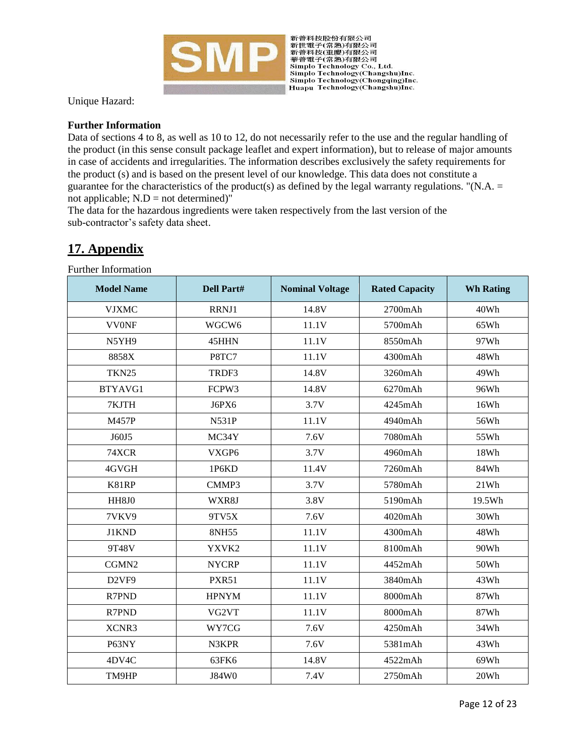Unique Hazard:

**Further Information**

Data of sections 4 to 8, as well as 10 to 12, do not necessarily refer to the use and the regular handling of the product (in this sense consult package leaflet and expert information), but to release of major amounts in case of accidents and irregularities. The information describes exclusively the safety requirements for the product (s) and is based on the present level of our knowledge. This data does not constitute a guarantee for the characteristics of the product(s) as defined by the legal warranty regulations. "(N.A. = not applicable; N.D = not determined)"

The data for the hazardous ingredients were taken respectively from the last version of the sub-contractor's safety data sheet.

## 17. Appendix

Further Information

| Model Name | Dell Part# | Nominal Voltage | Rated Capacity | Wh Rating |
|---|---|---|---|---|
| VJXMC | RRNJ1 | 14.8V | 2700mAh | 40Wh |
| VV0NF | WGCW6 | 11.1V | 5700mAh | 65Wh |
| N5YH9 | 45HHN | 11.1V | 8550mAh | 97Wh |
| 8858X | P8TC7 | 11.1V | 4300mAh | 48Wh |
| TKN25 | TRDF3 | 14.8V | 3260mAh | 49Wh |
| BTYAVG1 | FCPW3 | 14.8V | 6270mAh | 96Wh |
| 7KJTH | J6PX6 | 3.7V | 4245mAh | 16Wh |
| M457P | N531P | 11.1V | 4940mAh | 56Wh |
| J60J5 | MC34Y | 7.6V | 7080mAh | 55Wh |
| 74XCR | VXGP6 | 3.7V | 4960mAh | 18Wh |
| 4GVGH | 1P6KD | 11.4V | 7260mAh | 84Wh |
| K81RP | CMMP3 | 3.7V | 5780mAh | 21Wh |
| HH8J0 | WXR8J | 3.8V | 5190mAh | 19.5Wh |
| 7VKV9 | 9TV5X | 7.6V | 4020mAh | 30Wh |
| J1KND | 8NH55 | 11.1V | 4300mAh | 48Wh |
| 9T48V | YXVK2 | 11.1V | 8100mAh | 90Wh |
| CGMN2 | NYCRP | 11.1V | 4452mAh | 50Wh |
| D2VF9 | PXR51 | 11.1V | 3840mAh | 43Wh |
| R7PND | HPNYM | 11.1V | 8000mAh | 87Wh |
| R7PND | VG2VT | 11.1V | 8000mAh | 87Wh |
| XCNR3 | WY7CG | 7.6V | 4250mAh | 34Wh |
| P63NY | N3KPR | 7.6V | 5381mAh | 43Wh |
| 4DV4C | 63FK6 | 14.8V | 4522mAh | 69Wh |
| TM9HP | J84W0 | 7.4V | 2750mAh | 20Wh |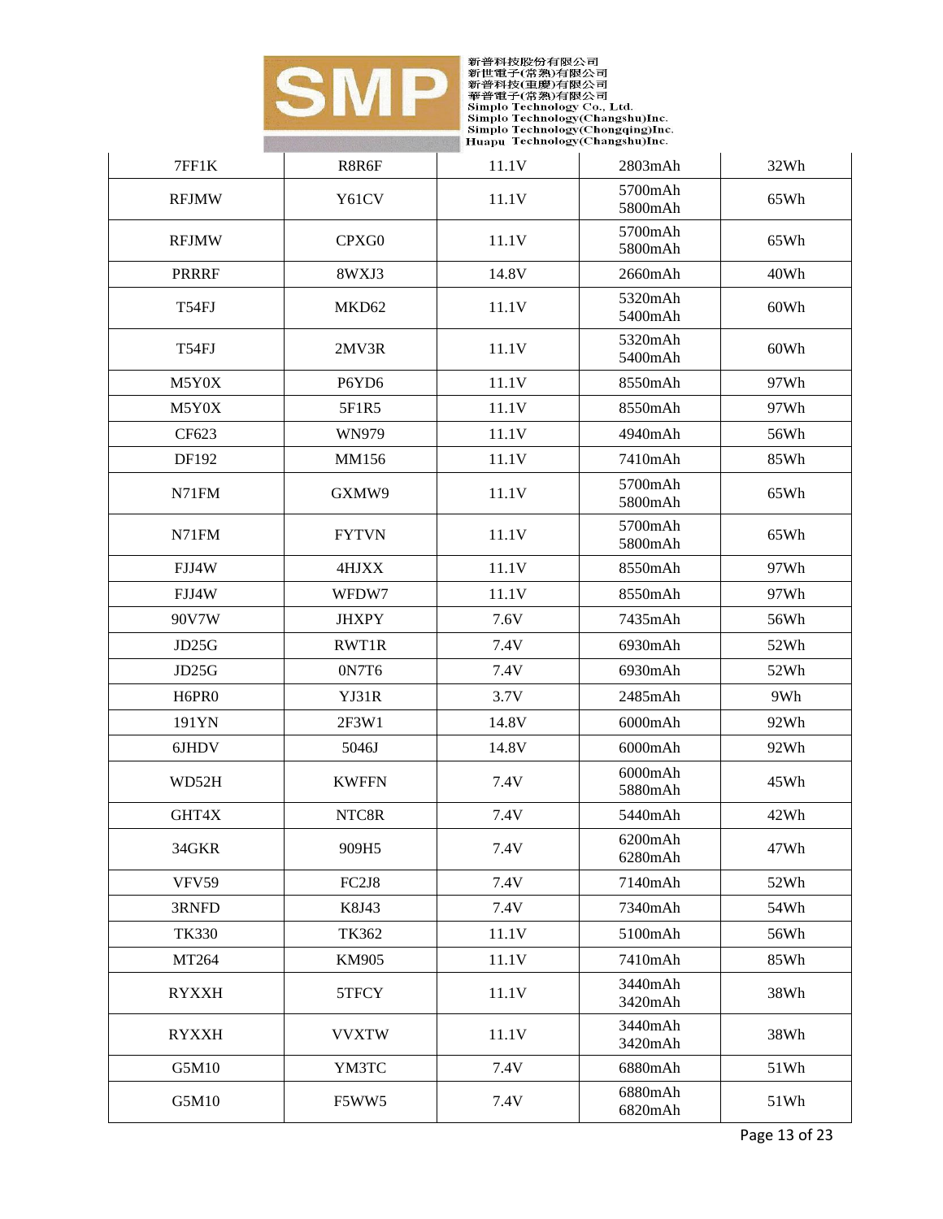| 7FF1K | R8R6F | 11.1V | 2803mAh | 32Wh |
|---|---|---|---|---|
| RFJMW | Y61CV | 11.1V | 5700mAh<br>5800mAh | 65Wh |
| RFJMW | CPXG0 | 11.1V | 5700mAh<br>5800mAh | 65Wh |
| PRRRF | 8WXJ3 | 14.8V | 2660mAh | 40Wh |
| T54FJ | MKD62 | 11.1V | 5320mAh<br>5400mAh | 60Wh |
| T54FJ | 2MV3R | 11.1V | 5320mAh<br>5400mAh | 60Wh |
| M5Y0X | P6YD6 | 11.1V | 8550mAh | 97Wh |
| M5Y0X | 5F1R5 | 11.1V | 8550mAh | 97Wh |
| CF623 | WN979 | 11.1V | 4940mAh | 56Wh |
| DF192 | MM156 | 11.1V | 7410mAh | 85Wh |
| N71FM | GXMW9 | 11.1V | 5700mAh<br>5800mAh | 65Wh |
| N71FM | FYTVN | 11.1V | 5700mAh<br>5800mAh | 65Wh |
| FJJ4W | 4HJXX | 11.1V | 8550mAh | 97Wh |
| FJJ4W | WFDW7 | 11.1V | 8550mAh | 97Wh |
| 90V7W | JHXPY | 7.6V | 7435mAh | 56Wh |
| JD25G | RWT1R | 7.4V | 6930mAh | 52Wh |
| JD25G | 0N7T6 | 7.4V | 6930mAh | 52Wh |
| H6PR0 | YJ31R | 3.7V | 2485mAh | 9Wh |
| 191YN | 2F3W1 | 14.8V | 6000mAh | 92Wh |
| 6JHDV | 5046J | 14.8V | 6000mAh | 92Wh |
| WD52H | KWFFN | 7.4V | 6000mAh<br>5880mAh | 45Wh |
| GHT4X | NTC8R | 7.4V | 5440mAh | 42Wh |
| 34GKR | 909H5 | 7.4V | 6200mAh<br>6280mAh | 47Wh |
| VFV59 | FC2J8 | 7.4V | 7140mAh | 52Wh |
| 3RNFD | K8J43 | 7.4V | 7340mAh | 54Wh |
| TK330 | TK362 | 11.1V | 5100mAh | 56Wh |
| MT264 | KM905 | 11.1V | 7410mAh | 85Wh |
| RYXXH | 5TFCY | 11.1V | 3440mAh<br>3420mAh | 38Wh |
| RYXXH | VVXTW | 11.1V | 3440mAh<br>3420mAh | 38Wh |
| G5M10 | YM3TC | 7.4V | 6880mAh | 51Wh |
| G5M10 | F5WW5 | 7.4V | 6880mAh<br>6820mAh | 51Wh |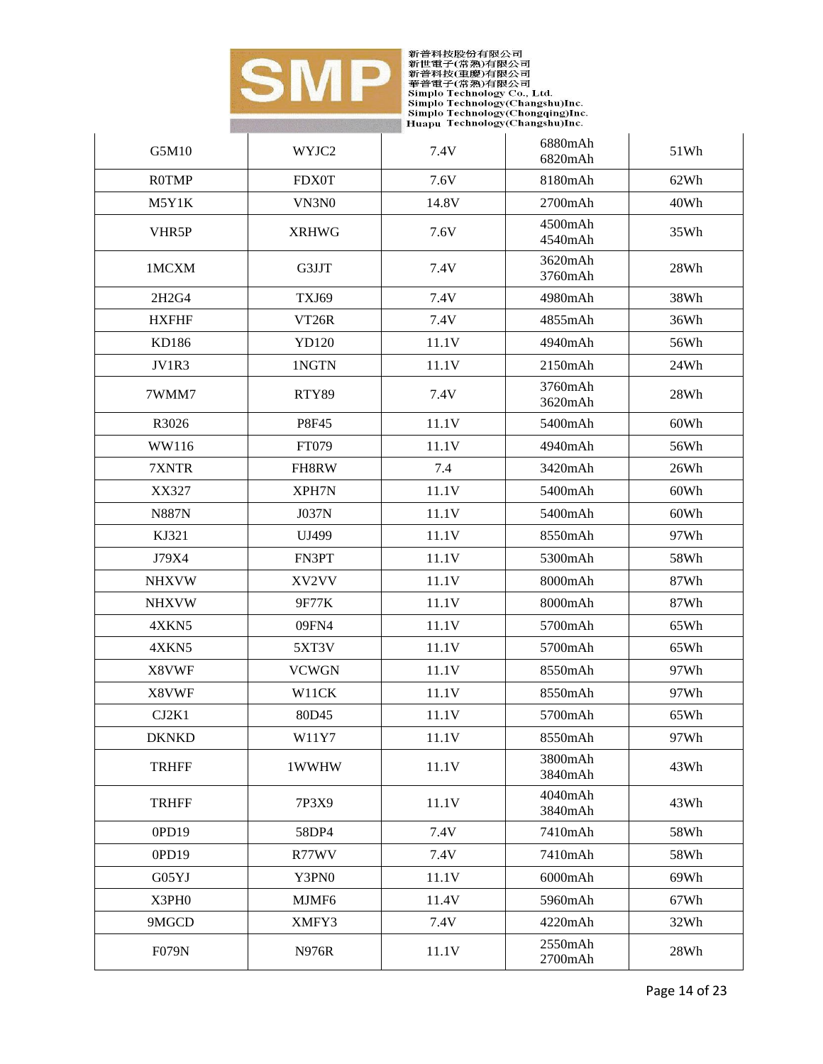| G5M10 | WYJC2 | 7.4V | 6880mAh 6820mAh | 51Wh |
|---|---|---|---|---|
| R0TMP | FDX0T | 7.6V | 8180mAh | 62Wh |
| M5Y1K | VN3N0 | 14.8V | 2700mAh | 40Wh |
| VHR5P | XRHWG | 7.6V | 4500mAh 4540mAh | 35Wh |
| 1MCXM | G3JJT | 7.4V | 3620mAh 3760mAh | 28Wh |
| 2H2G4 | TXJ69 | 7.4V | 4980mAh | 38Wh |
| HXFHF | VT26R | 7.4V | 4855mAh | 36Wh |
| KD186 | YD120 | 11.1V | 4940mAh | 56Wh |
| JV1R3 | 1NGTN | 11.1V | 2150mAh | 24Wh |
| 7WMM7 | RTY89 | 7.4V | 3760mAh 3620mAh | 28Wh |
| R3026 | P8F45 | 11.1V | 5400mAh | 60Wh |
| WW116 | FT079 | 11.1V | 4940mAh | 56Wh |
| 7XNTR | FH8RW | 7.4 | 3420mAh | 26Wh |
| XX327 | XPH7N | 11.1V | 5400mAh | 60Wh |
| N887N | J037N | 11.1V | 5400mAh | 60Wh |
| KJ321 | UJ499 | 11.1V | 8550mAh | 97Wh |
| J79X4 | FN3PT | 11.1V | 5300mAh | 58Wh |
| NHXVW | XV2VV | 11.1V | 8000mAh | 87Wh |
| NHXVW | 9F77K | 11.1V | 8000mAh | 87Wh |
| 4XKN5 | 09FN4 | 11.1V | 5700mAh | 65Wh |
| 4XKN5 | 5XT3V | 11.1V | 5700mAh | 65Wh |
| X8VWF | VCWGN | 11.1V | 8550mAh | 97Wh |
| X8VWF | W11CK | 11.1V | 8550mAh | 97Wh |
| CJ2K1 | 80D45 | 11.1V | 5700mAh | 65Wh |
| DKNKD | W11Y7 | 11.1V | 8550mAh | 97Wh |
| TRHFF | 1WWHW | 11.1V | 3800mAh 3840mAh | 43Wh |
| TRHFF | 7P3X9 | 11.1V | 4040mAh 3840mAh | 43Wh |
| 0PD19 | 58DP4 | 7.4V | 7410mAh | 58Wh |
| 0PD19 | R77WV | 7.4V | 7410mAh | 58Wh |
| G05YJ | Y3PN0 | 11.1V | 6000mAh | 69Wh |
| X3PH0 | MJMF6 | 11.4V | 5960mAh | 67Wh |
| 9MGCD | XMFY3 | 7.4V | 4220mAh | 32Wh |
| F079N | N976R | 11.1V | 2550mAh 2700mAh | 28Wh |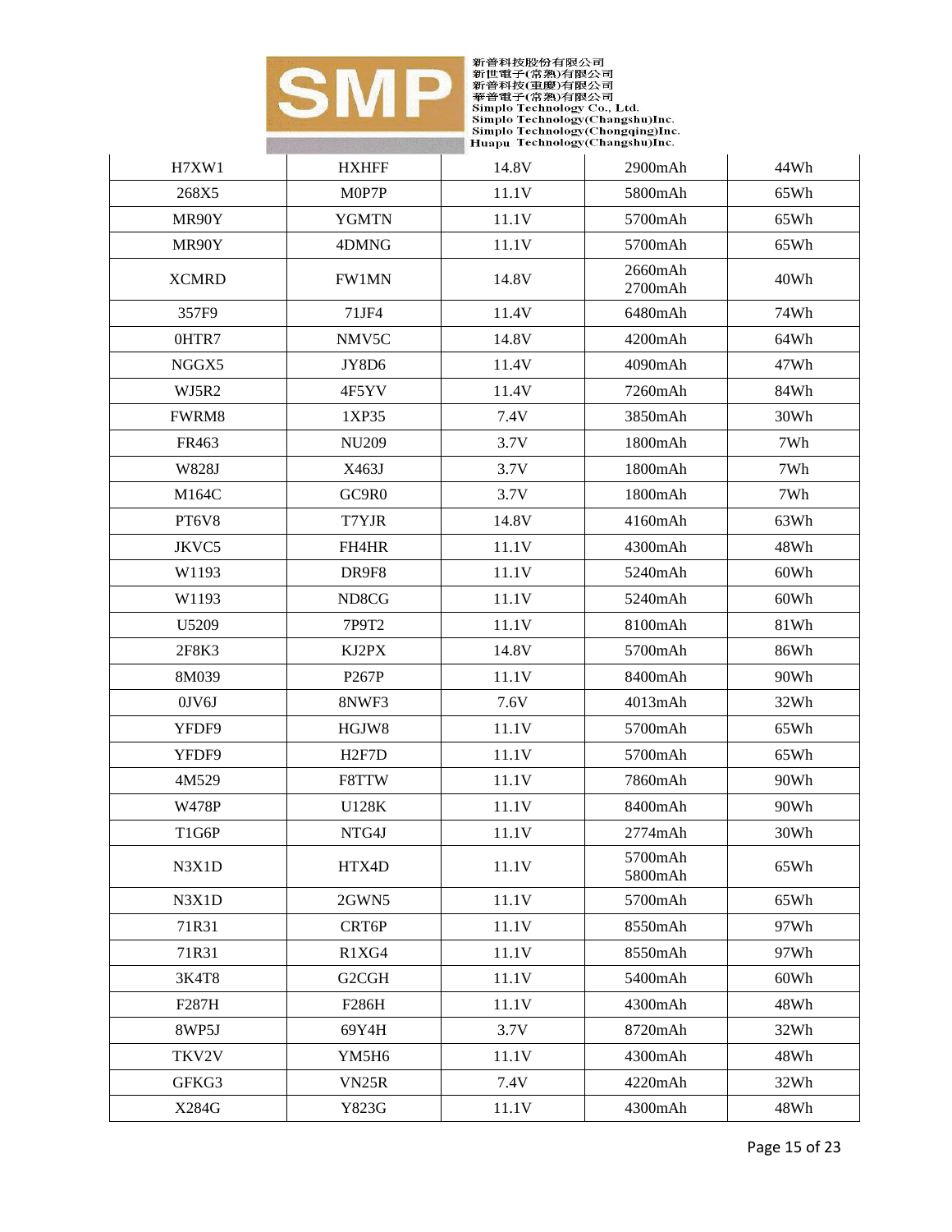| H7XW1 | HXHFF | 14.8V | 2900mAh | 44Wh |
|---|---|---|---|---|
| 268X5 | M0P7P | 11.1V | 5800mAh | 65Wh |
| MR90Y | YGMTN | 11.1V | 5700mAh | 65Wh |
| MR90Y | 4DMNG | 11.1V | 5700mAh | 65Wh |
| XCMRD | FW1MN | 14.8V | 2660mAh 2700mAh | 40Wh |
| 357F9 | 71JF4 | 11.4V | 6480mAh | 74Wh |
| 0HTR7 | NMV5C | 14.8V | 4200mAh | 64Wh |
| NGGX5 | JY8D6 | 11.4V | 4090mAh | 47Wh |
| WJ5R2 | 4F5YV | 11.4V | 7260mAh | 84Wh |
| FWRM8 | 1XP35 | 7.4V | 3850mAh | 30Wh |
| FR463 | NU209 | 3.7V | 1800mAh | 7Wh |
| W828J | X463J | 3.7V | 1800mAh | 7Wh |
| M164C | GC9R0 | 3.7V | 1800mAh | 7Wh |
| PT6V8 | T7YJR | 14.8V | 4160mAh | 63Wh |
| JKVC5 | FH4HR | 11.1V | 4300mAh | 48Wh |
| W1193 | DR9F8 | 11.1V | 5240mAh | 60Wh |
| W1193 | ND8CG | 11.1V | 5240mAh | 60Wh |
| U5209 | 7P9T2 | 11.1V | 8100mAh | 81Wh |
| 2F8K3 | KJ2PX | 14.8V | 5700mAh | 86Wh |
| 8M039 | P267P | 11.1V | 8400mAh | 90Wh |
| 0JV6J | 8NWF3 | 7.6V | 4013mAh | 32Wh |
| YFDF9 | HGJW8 | 11.1V | 5700mAh | 65Wh |
| YFDF9 | H2F7D | 11.1V | 5700mAh | 65Wh |
| 4M529 | F8TTW | 11.1V | 7860mAh | 90Wh |
| W478P | U128K | 11.1V | 8400mAh | 90Wh |
| T1G6P | NTG4J | 11.1V | 2774mAh | 30Wh |
| N3X1D | HTX4D | 11.1V | 5700mAh 5800mAh | 65Wh |
| N3X1D | 2GWN5 | 11.1V | 5700mAh | 65Wh |
| 71R31 | CRT6P | 11.1V | 8550mAh | 97Wh |
| 71R31 | R1XG4 | 11.1V | 8550mAh | 97Wh |
| 3K4T8 | G2CGH | 11.1V | 5400mAh | 60Wh |
| F287H | F286H | 11.1V | 4300mAh | 48Wh |
| 8WP5J | 69Y4H | 3.7V | 8720mAh | 32Wh |
| TKV2V | YM5H6 | 11.1V | 4300mAh | 48Wh |
| GFKG3 | VN25R | 7.4V | 4220mAh | 32Wh |
| X284G | Y823G | 11.1V | 4300mAh | 48Wh |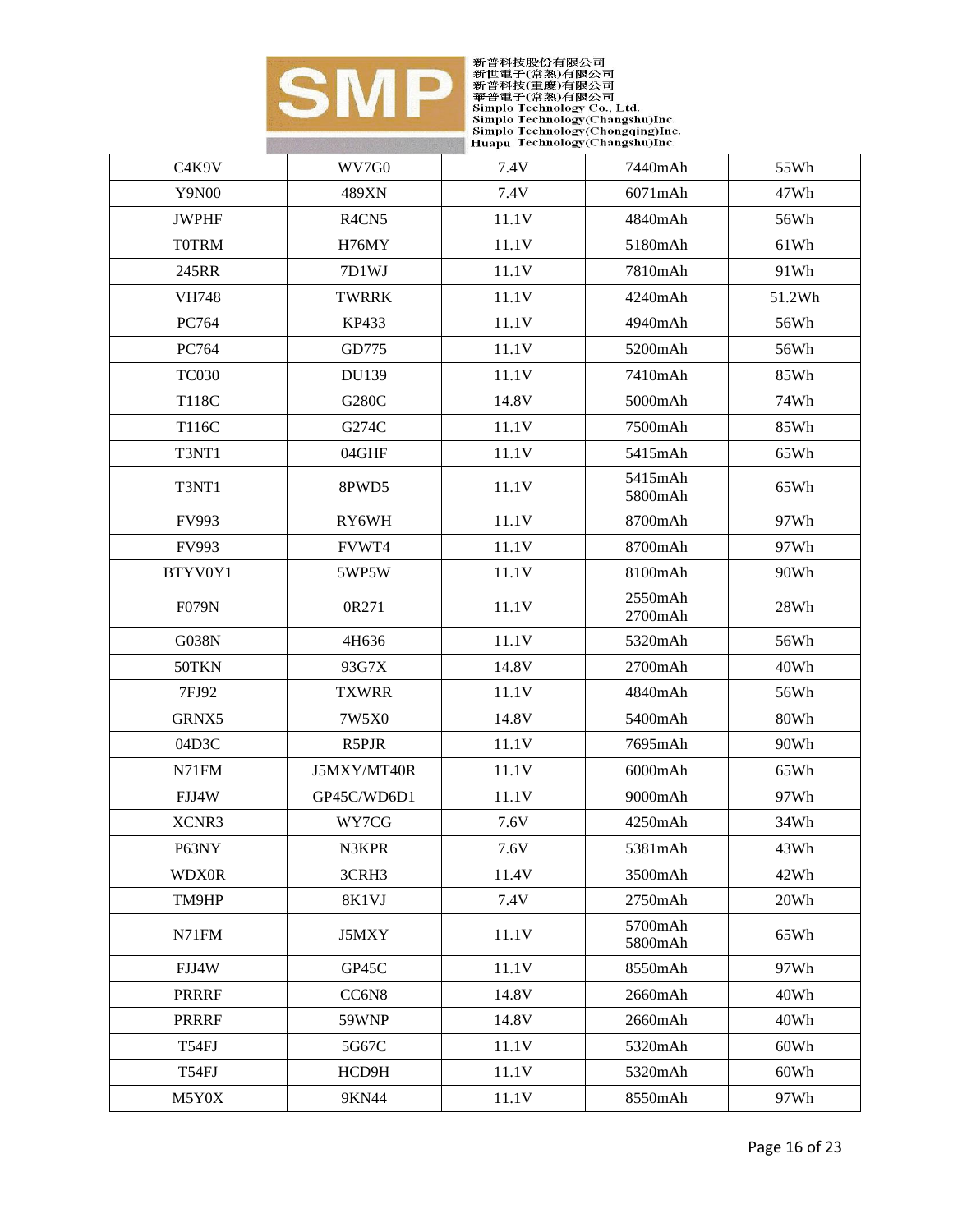| C4K9V | WV7G0 | 7.4V | 7440mAh | 55Wh |
|---|---|---|---|---|
| Y9N00 | 489XN | 7.4V | 6071mAh | 47Wh |
| JWPHF | R4CN5 | 11.1V | 4840mAh | 56Wh |
| T0TRM | H76MY | 11.1V | 5180mAh | 61Wh |
| 245RR | 7D1WJ | 11.1V | 7810mAh | 91Wh |
| VH748 | TWRRK | 11.1V | 4240mAh | 51.2Wh |
| PC764 | KP433 | 11.1V | 4940mAh | 56Wh |
| PC764 | GD775 | 11.1V | 5200mAh | 56Wh |
| TC030 | DU139 | 11.1V | 7410mAh | 85Wh |
| T118C | G280C | 14.8V | 5000mAh | 74Wh |
| T116C | G274C | 11.1V | 7500mAh | 85Wh |
| T3NT1 | 04GHF | 11.1V | 5415mAh | 65Wh |
| T3NT1 | 8PWD5 | 11.1V | 5415mAh 5800mAh | 65Wh |
| FV993 | RY6WH | 11.1V | 8700mAh | 97Wh |
| FV993 | FVWT4 | 11.1V | 8700mAh | 97Wh |
| BTYV0Y1 | 5WP5W | 11.1V | 8100mAh | 90Wh |
| F079N | 0R271 | 11.1V | 2550mAh 2700mAh | 28Wh |
| G038N | 4H636 | 11.1V | 5320mAh | 56Wh |
| 50TKN | 93G7X | 14.8V | 2700mAh | 40Wh |
| 7FJ92 | TXWRR | 11.1V | 4840mAh | 56Wh |
| GRNX5 | 7W5X0 | 14.8V | 5400mAh | 80Wh |
| 04D3C | R5PJR | 11.1V | 7695mAh | 90Wh |
| N71FM | J5MXY/MT40R | 11.1V | 6000mAh | 65Wh |
| FJJ4W | GP45C/WD6D1 | 11.1V | 9000mAh | 97Wh |
| XCNR3 | WY7CG | 7.6V | 4250mAh | 34Wh |
| P63NY | N3KPR | 7.6V | 5381mAh | 43Wh |
| WDX0R | 3CRH3 | 11.4V | 3500mAh | 42Wh |
| TM9HP | 8K1VJ | 7.4V | 2750mAh | 20Wh |
| N71FM | J5MXY | 11.1V | 5700mAh 5800mAh | 65Wh |
| FJJ4W | GP45C | 11.1V | 8550mAh | 97Wh |
| PRRRF | CC6N8 | 14.8V | 2660mAh | 40Wh |
| PRRRF | 59WNP | 14.8V | 2660mAh | 40Wh |
| T54FJ | 5G67C | 11.1V | 5320mAh | 60Wh |
| T54FJ | HCD9H | 11.1V | 5320mAh | 60Wh |
| M5Y0X | 9KN44 | 11.1V | 8550mAh | 97Wh |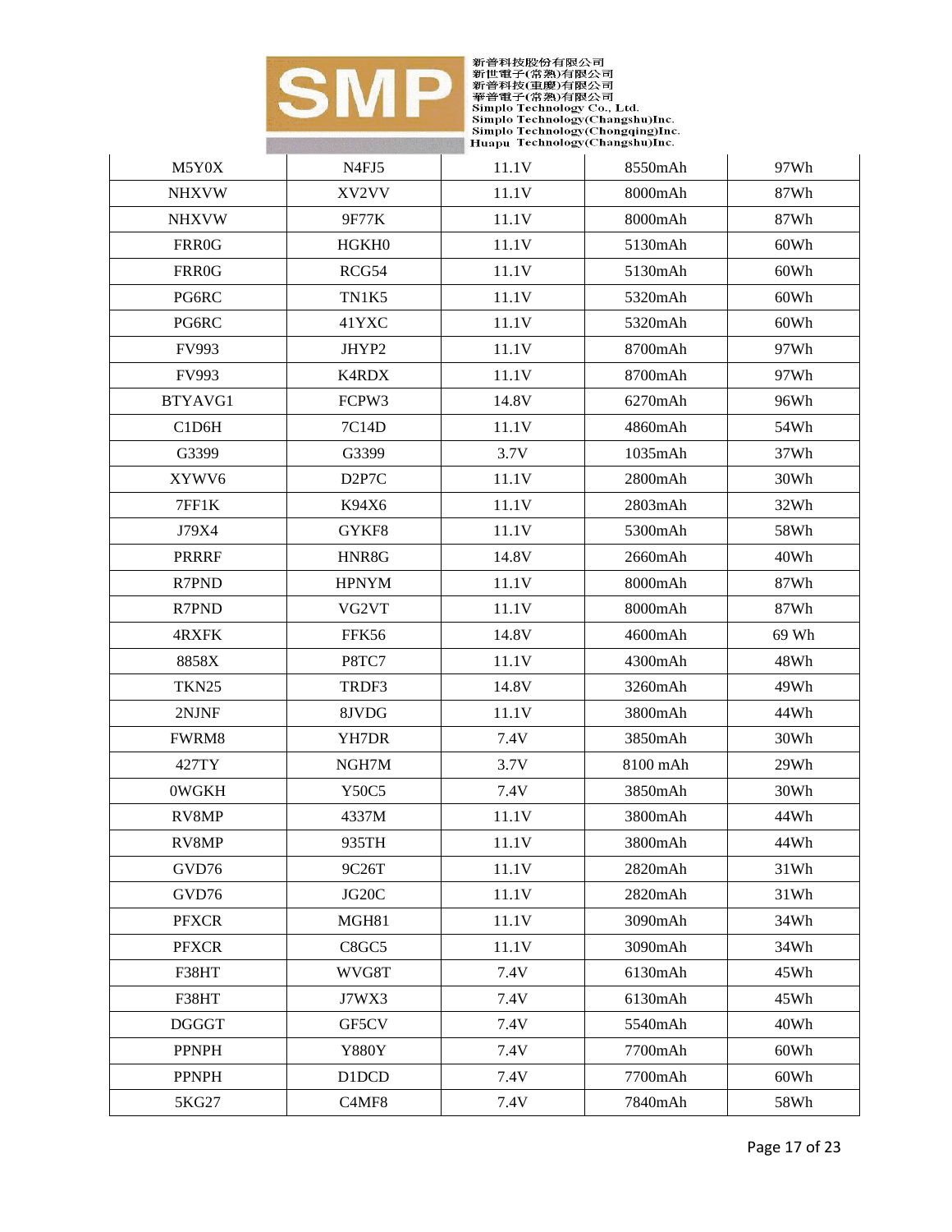| M5Y0X | N4FJ5 | 11.1V | 8550mAh | 97Wh |
|---|---|---|---|---|
| NHXVW | XV2VV | 11.1V | 8000mAh | 87Wh |
| NHXVW | 9F77K | 11.1V | 8000mAh | 87Wh |
| FRR0G | HGKH0 | 11.1V | 5130mAh | 60Wh |
| FRR0G | RCG54 | 11.1V | 5130mAh | 60Wh |
| PG6RC | TN1K5 | 11.1V | 5320mAh | 60Wh |
| PG6RC | 41YXC | 11.1V | 5320mAh | 60Wh |
| FV993 | JHYP2 | 11.1V | 8700mAh | 97Wh |
| FV993 | K4RDX | 11.1V | 8700mAh | 97Wh |
| BTYAVG1 | FCPW3 | 14.8V | 6270mAh | 96Wh |
| C1D6H | 7C14D | 11.1V | 4860mAh | 54Wh |
| G3399 | G3399 | 3.7V | 1035mAh | 37Wh |
| XYWV6 | D2P7C | 11.1V | 2800mAh | 30Wh |
| 7FF1K | K94X6 | 11.1V | 2803mAh | 32Wh |
| J79X4 | GYKF8 | 11.1V | 5300mAh | 58Wh |
| PRRRF | HNR8G | 14.8V | 2660mAh | 40Wh |
| R7PND | HPNYM | 11.1V | 8000mAh | 87Wh |
| R7PND | VG2VT | 11.1V | 8000mAh | 87Wh |
| 4RXFK | FFK56 | 14.8V | 4600mAh | 69 Wh |
| 8858X | P8TC7 | 11.1V | 4300mAh | 48Wh |
| TKN25 | TRDF3 | 14.8V | 3260mAh | 49Wh |
| 2NJNF | 8JVDG | 11.1V | 3800mAh | 44Wh |
| FWRM8 | YH7DR | 7.4V | 3850mAh | 30Wh |
| 427TY | NGH7M | 3.7V | 8100 mAh | 29Wh |
| 0WGKH | Y50C5 | 7.4V | 3850mAh | 30Wh |
| RV8MP | 4337M | 11.1V | 3800mAh | 44Wh |
| RV8MP | 935TH | 11.1V | 3800mAh | 44Wh |
| GVD76 | 9C26T | 11.1V | 2820mAh | 31Wh |
| GVD76 | JG20C | 11.1V | 2820mAh | 31Wh |
| PFXCR | MGH81 | 11.1V | 3090mAh | 34Wh |
| PFXCR | C8GC5 | 11.1V | 3090mAh | 34Wh |
| F38HT | WVG8T | 7.4V | 6130mAh | 45Wh |
| F38HT | J7WX3 | 7.4V | 6130mAh | 45Wh |
| DGGGT | GF5CV | 7.4V | 5540mAh | 40Wh |
| PPNPH | Y880Y | 7.4V | 7700mAh | 60Wh |
| PPNPH | D1DCD | 7.4V | 7700mAh | 60Wh |
| 5KG27 | C4MF8 | 7.4V | 7840mAh | 58Wh |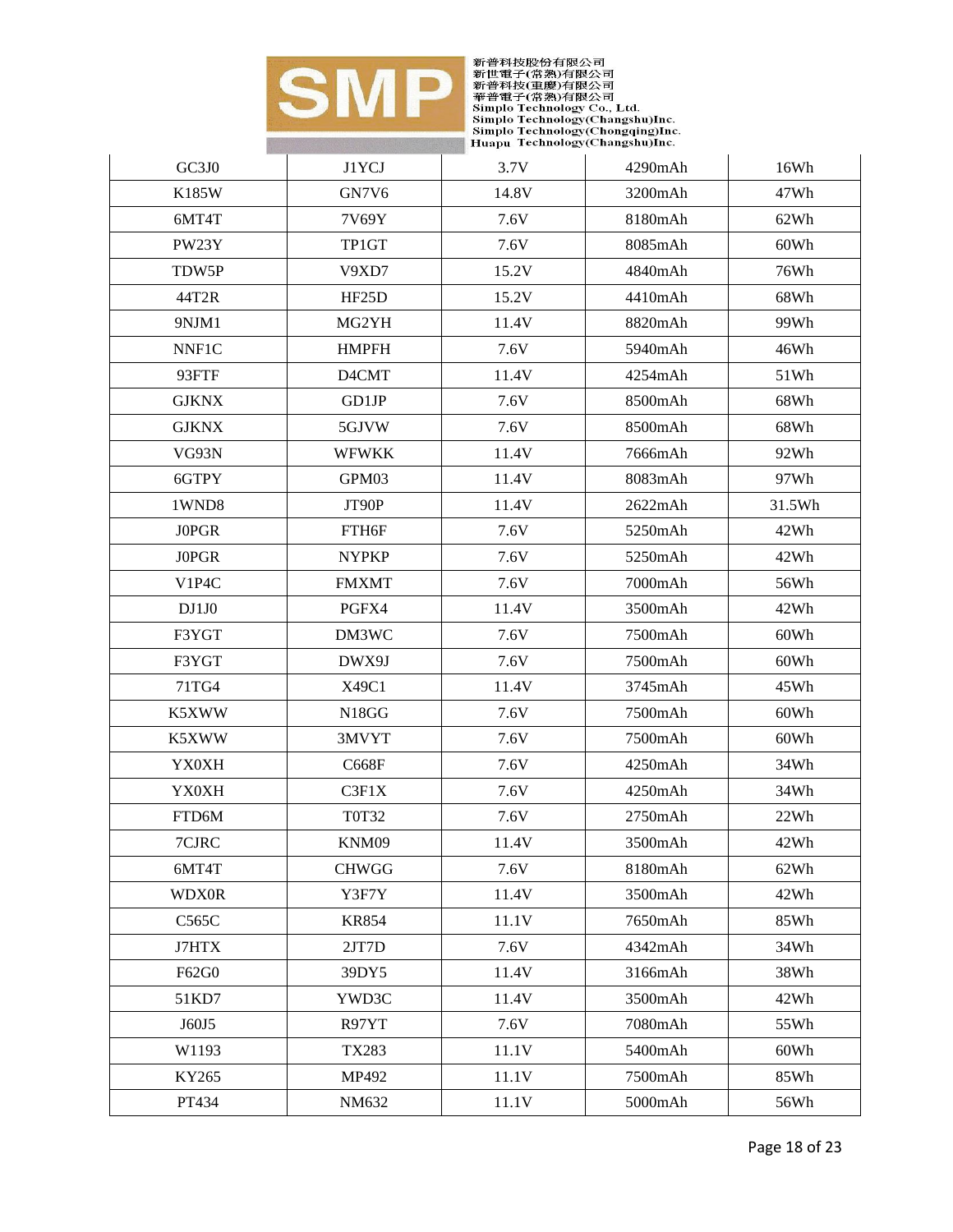| GC3J0 | J1YCJ | 3.7V | 4290mAh | 16Wh |
| --- | --- | --- | --- | --- |
| K185W | GN7V6 | 14.8V | 3200mAh | 47Wh |
| 6MT4T | 7V69Y | 7.6V | 8180mAh | 62Wh |
| PW23Y | TP1GT | 7.6V | 8085mAh | 60Wh |
| TDW5P | V9XD7 | 15.2V | 4840mAh | 76Wh |
| 44T2R | HF25D | 15.2V | 4410mAh | 68Wh |
| 9NJM1 | MG2YH | 11.4V | 8820mAh | 99Wh |
| NNF1C | HMPFH | 7.6V | 5940mAh | 46Wh |
| 93FTF | D4CMT | 11.4V | 4254mAh | 51Wh |
| GJKNX | GD1JP | 7.6V | 8500mAh | 68Wh |
| GJKNX | 5GJVW | 7.6V | 8500mAh | 68Wh |
| VG93N | WFWKK | 11.4V | 7666mAh | 92Wh |
| 6GTPY | GPM03 | 11.4V | 8083mAh | 97Wh |
| 1WND8 | JT90P | 11.4V | 2622mAh | 31.5Wh |
| J0PGR | FTH6F | 7.6V | 5250mAh | 42Wh |
| J0PGR | NYPKP | 7.6V | 5250mAh | 42Wh |
| V1P4C | FMXMT | 7.6V | 7000mAh | 56Wh |
| DJ1J0 | PGFX4 | 11.4V | 3500mAh | 42Wh |
| F3YGT | DM3WC | 7.6V | 7500mAh | 60Wh |
| F3YGT | DWX9J | 7.6V | 7500mAh | 60Wh |
| 71TG4 | X49C1 | 11.4V | 3745mAh | 45Wh |
| K5XWW | N18GG | 7.6V | 7500mAh | 60Wh |
| K5XWW | 3MVYT | 7.6V | 7500mAh | 60Wh |
| YX0XH | C668F | 7.6V | 4250mAh | 34Wh |
| YX0XH | C3F1X | 7.6V | 4250mAh | 34Wh |
| FTD6M | T0T32 | 7.6V | 2750mAh | 22Wh |
| 7CJRC | KNM09 | 11.4V | 3500mAh | 42Wh |
| 6MT4T | CHWGG | 7.6V | 8180mAh | 62Wh |
| WDX0R | Y3F7Y | 11.4V | 3500mAh | 42Wh |
| C565C | KR854 | 11.1V | 7650mAh | 85Wh |
| J7HTX | 2JT7D | 7.6V | 4342mAh | 34Wh |
| F62G0 | 39DY5 | 11.4V | 3166mAh | 38Wh |
| 51KD7 | YWD3C | 11.4V | 3500mAh | 42Wh |
| J60J5 | R97YT | 7.6V | 7080mAh | 55Wh |
| W1193 | TX283 | 11.1V | 5400mAh | 60Wh |
| KY265 | MP492 | 11.1V | 7500mAh | 85Wh |
| PT434 | NM632 | 11.1V | 5000mAh | 56Wh |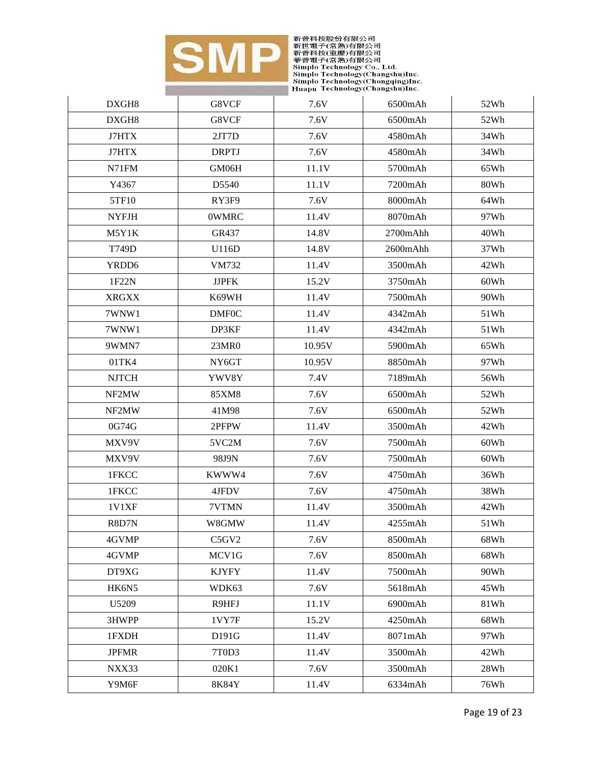| DXGH8 | G8VCF | 7.6V | 6500mAh | 52Wh |
|---|---|---|---|---|
| DXGH8 | G8VCF | 7.6V | 6500mAh | 52Wh |
| J7HTX | 2JT7D | 7.6V | 4580mAh | 34Wh |
| J7HTX | DRPTJ | 7.6V | 4580mAh | 34Wh |
| N71FM | GM06H | 11.1V | 5700mAh | 65Wh |
| Y4367 | D5540 | 11.1V | 7200mAh | 80Wh |
| 5TF10 | RY3F9 | 7.6V | 8000mAh | 64Wh |
| NYFJH | 0WMRC | 11.4V | 8070mAh | 97Wh |
| M5Y1K | GR437 | 14.8V | 2700mAhh | 40Wh |
| T749D | U116D | 14.8V | 2600mAhh | 37Wh |
| YRDD6 | VM732 | 11.4V | 3500mAh | 42Wh |
| 1F22N | JJPFK | 15.2V | 3750mAh | 60Wh |
| XRGXX | K69WH | 11.4V | 7500mAh | 90Wh |
| 7WNW1 | DMF0C | 11.4V | 4342mAh | 51Wh |
| 7WNW1 | DP3KF | 11.4V | 4342mAh | 51Wh |
| 9WMN7 | 23MR0 | 10.95V | 5900mAh | 65Wh |
| 01TK4 | NY6GT | 10.95V | 8850mAh | 97Wh |
| NJTCH | YWV8Y | 7.4V | 7189mAh | 56Wh |
| NF2MW | 85XM8 | 7.6V | 6500mAh | 52Wh |
| NF2MW | 41M98 | 7.6V | 6500mAh | 52Wh |
| 0G74G | 2PFPW | 11.4V | 3500mAh | 42Wh |
| MXV9V | 5VC2M | 7.6V | 7500mAh | 60Wh |
| MXV9V | 98J9N | 7.6V | 7500mAh | 60Wh |
| 1FKCC | KWWW4 | 7.6V | 4750mAh | 36Wh |
| 1FKCC | 4JFDV | 7.6V | 4750mAh | 38Wh |
| 1V1XF | 7VTMN | 11.4V | 3500mAh | 42Wh |
| R8D7N | W8GMW | 11.4V | 4255mAh | 51Wh |
| 4GVMP | C5GV2 | 7.6V | 8500mAh | 68Wh |
| 4GVMP | MCV1G | 7.6V | 8500mAh | 68Wh |
| DT9XG | KJYFY | 11.4V | 7500mAh | 90Wh |
| HK6N5 | WDK63 | 7.6V | 5618mAh | 45Wh |
| U5209 | R9HFJ | 11.1V | 6900mAh | 81Wh |
| 3HWPP | 1VY7F | 15.2V | 4250mAh | 68Wh |
| 1FXDH | D191G | 11.4V | 8071mAh | 97Wh |
| JPFMR | 7T0D3 | 11.4V | 3500mAh | 42Wh |
| NXX33 | 020K1 | 7.6V | 3500mAh | 28Wh |
| Y9M6F | 8K84Y | 11.4V | 6334mAh | 76Wh |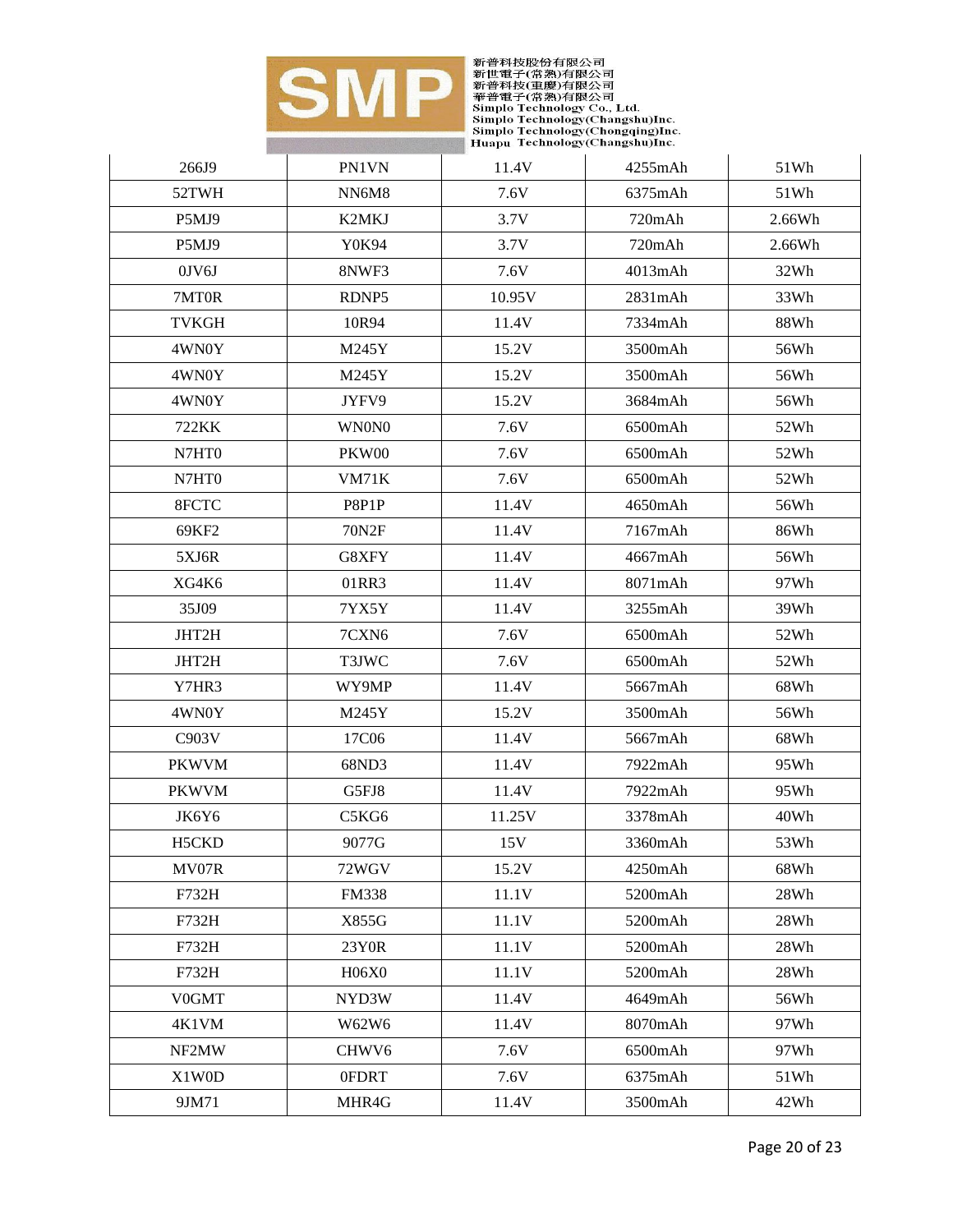| 266J9 | PN1VN | 11.4V | 4255mAh | 51Wh |
|---|---|---|---|---|
| 52TWH | NN6M8 | 7.6V | 6375mAh | 51Wh |
| P5MJ9 | K2MKJ | 3.7V | 720mAh | 2.66Wh |
| P5MJ9 | Y0K94 | 3.7V | 720mAh | 2.66Wh |
| 0JV6J | 8NWF3 | 7.6V | 4013mAh | 32Wh |
| 7MT0R | RDNP5 | 10.95V | 2831mAh | 33Wh |
| TVKGH | 10R94 | 11.4V | 7334mAh | 88Wh |
| 4WN0Y | M245Y | 15.2V | 3500mAh | 56Wh |
| 4WN0Y | M245Y | 15.2V | 3500mAh | 56Wh |
| 4WN0Y | JYFV9 | 15.2V | 3684mAh | 56Wh |
| 722KK | WN0N0 | 7.6V | 6500mAh | 52Wh |
| N7HT0 | PKW00 | 7.6V | 6500mAh | 52Wh |
| N7HT0 | VM71K | 7.6V | 6500mAh | 52Wh |
| 8FCTC | P8P1P | 11.4V | 4650mAh | 56Wh |
| 69KF2 | 70N2F | 11.4V | 7167mAh | 86Wh |
| 5XJ6R | G8XFY | 11.4V | 4667mAh | 56Wh |
| XG4K6 | 01RR3 | 11.4V | 8071mAh | 97Wh |
| 35J09 | 7YX5Y | 11.4V | 3255mAh | 39Wh |
| JHT2H | 7CXN6 | 7.6V | 6500mAh | 52Wh |
| JHT2H | T3JWC | 7.6V | 6500mAh | 52Wh |
| Y7HR3 | WY9MP | 11.4V | 5667mAh | 68Wh |
| 4WN0Y | M245Y | 15.2V | 3500mAh | 56Wh |
| C903V | 17C06 | 11.4V | 5667mAh | 68Wh |
| PKWVM | 68ND3 | 11.4V | 7922mAh | 95Wh |
| PKWVM | G5FJ8 | 11.4V | 7922mAh | 95Wh |
| JK6Y6 | C5KG6 | 11.25V | 3378mAh | 40Wh |
| H5CKD | 9077G | 15V | 3360mAh | 53Wh |
| MV07R | 72WGV | 15.2V | 4250mAh | 68Wh |
| F732H | FM338 | 11.1V | 5200mAh | 28Wh |
| F732H | X855G | 11.1V | 5200mAh | 28Wh |
| F732H | 23Y0R | 11.1V | 5200mAh | 28Wh |
| F732H | H06X0 | 11.1V | 5200mAh | 28Wh |
| V0GMT | NYD3W | 11.4V | 4649mAh | 56Wh |
| 4K1VM | W62W6 | 11.4V | 8070mAh | 97Wh |
| NF2MW | CHWV6 | 7.6V | 6500mAh | 97Wh |
| X1W0D | 0FDRT | 7.6V | 6375mAh | 51Wh |
| 9JM71 | MHR4G | 11.4V | 3500mAh | 42Wh |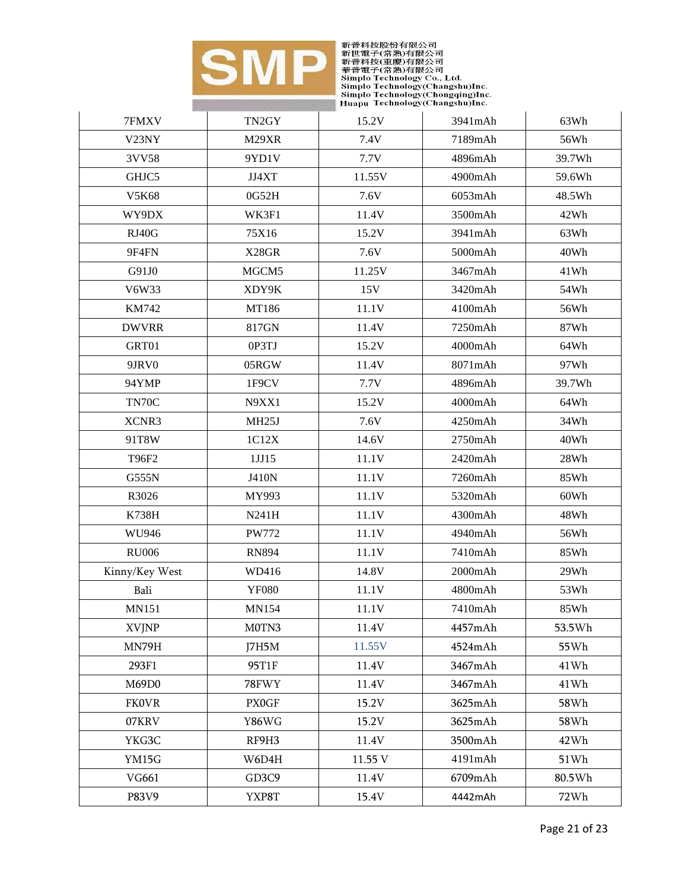| | | | | |
|---|---|---|---|---|
| 7FMXV | TN2GY | 15.2V | 3941mAh | 63Wh |
| V23NY | M29XR | 7.4V | 7189mAh | 56Wh |
| 3VV58 | 9YD1V | 7.7V | 4896mAh | 39.7Wh |
| GHJC5 | JJ4XT | 11.55V | 4900mAh | 59.6Wh |
| V5K68 | 0G52H | 7.6V | 6053mAh | 48.5Wh |
| WY9DX | WK3F1 | 11.4V | 3500mAh | 42Wh |
| RJ40G | 75X16 | 15.2V | 3941mAh | 63Wh |
| 9F4FN | X28GR | 7.6V | 5000mAh | 40Wh |
| G91J0 | MGCM5 | 11.25V | 3467mAh | 41Wh |
| V6W33 | XDY9K | 15V | 3420mAh | 54Wh |
| KM742 | MT186 | 11.1V | 4100mAh | 56Wh |
| DWVRR | 817GN | 11.4V | 7250mAh | 87Wh |
| GRT01 | 0P3TJ | 15.2V | 4000mAh | 64Wh |
| 9JRV0 | 05RGW | 11.4V | 8071mAh | 97Wh |
| 94YMP | 1F9CV | 7.7V | 4896mAh | 39.7Wh |
| TN70C | N9XX1 | 15.2V | 4000mAh | 64Wh |
| XCNR3 | MH25J | 7.6V | 4250mAh | 34Wh |
| 91T8W | 1C12X | 14.6V | 2750mAh | 40Wh |
| T96F2 | 1JJ15 | 11.1V | 2420mAh | 28Wh |
| G555N | J410N | 11.1V | 7260mAh | 85Wh |
| R3026 | MY993 | 11.1V | 5320mAh | 60Wh |
| K738H | N241H | 11.1V | 4300mAh | 48Wh |
| WU946 | PW772 | 11.1V | 4940mAh | 56Wh |
| RU006 | RN894 | 11.1V | 7410mAh | 85Wh |
| Kinny/Key West | WD416 | 14.8V | 2000mAh | 29Wh |
| Bali | YF080 | 11.1V | 4800mAh | 53Wh |
| MN151 | MN154 | 11.1V | 7410mAh | 85Wh |
| XVJNP | M0TN3 | 11.4V | 4457mAh | 53.5Wh |
| MN79H | J7H5M | 11.55V | 4524mAh | 55Wh |
| 293F1 | 95T1F | 11.4V | 3467mAh | 41Wh |
| M69D0 | 78FWY | 11.4V | 3467mAh | 41Wh |
| FK0VR | PX0GF | 15.2V | 3625mAh | 58Wh |
| 07KRV | Y86WG | 15.2V | 3625mAh | 58Wh |
| YKG3C | RF9H3 | 11.4V | 3500mAh | 42Wh |
| YM15G | W6D4H | 11.55 V | 4191mAh | 51Wh |
| VG661 | GD3C9 | 11.4V | 6709mAh | 80.5Wh |
| P83V9 | YXP8T | 15.4V | 4442mAh | 72Wh |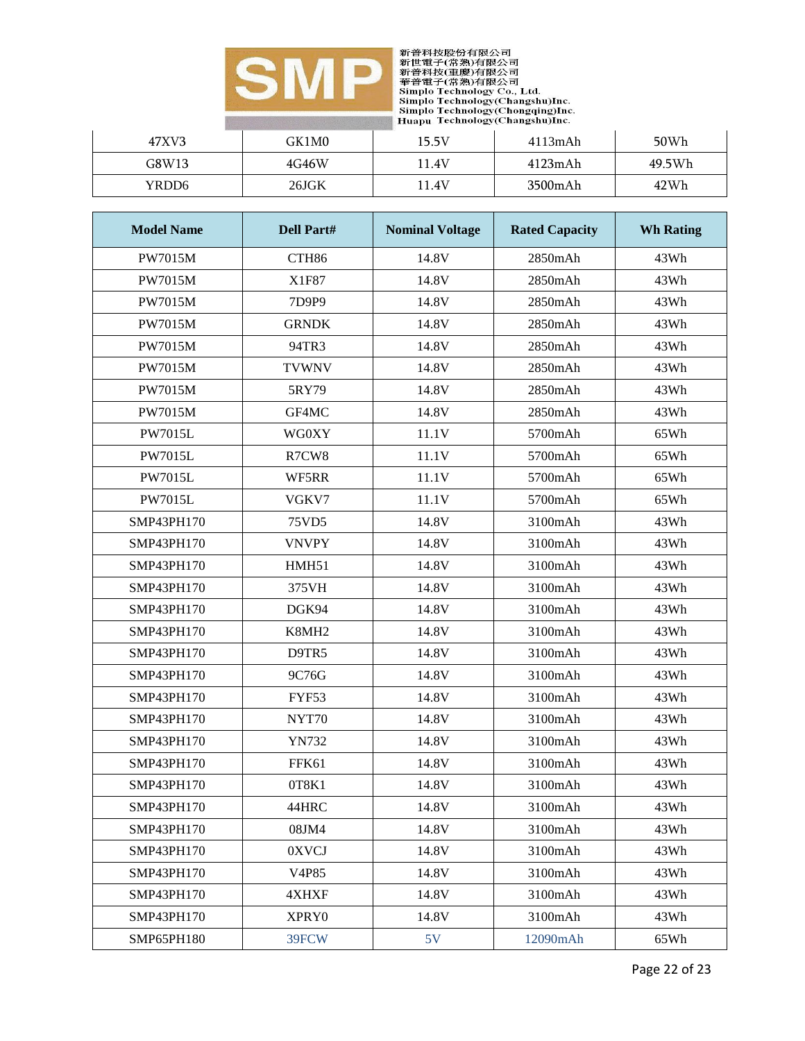| 47XV3 | GK1M0 | 15.5V | 4113mAh | 50Wh |
|---|---|---|---|---|
| G8W13 | 4G46W | 11.4V | 4123mAh | 49.5Wh |
| YRDD6 | 26JGK | 11.4V | 3500mAh | 42Wh |

| Model Name | Dell Part# | Nominal Voltage | Rated Capacity | Wh Rating |
|---|---|---|---|---|
| PW7015M | CTH86 | 14.8V | 2850mAh | 43Wh |
| PW7015M | X1F87 | 14.8V | 2850mAh | 43Wh |
| PW7015M | 7D9P9 | 14.8V | 2850mAh | 43Wh |
| PW7015M | GRNDK | 14.8V | 2850mAh | 43Wh |
| PW7015M | 94TR3 | 14.8V | 2850mAh | 43Wh |
| PW7015M | TVWNV | 14.8V | 2850mAh | 43Wh |
| PW7015M | 5RY79 | 14.8V | 2850mAh | 43Wh |
| PW7015M | GF4MC | 14.8V | 2850mAh | 43Wh |
| PW7015L | WG0XY | 11.1V | 5700mAh | 65Wh |
| PW7015L | R7CW8 | 11.1V | 5700mAh | 65Wh |
| PW7015L | WF5RR | 11.1V | 5700mAh | 65Wh |
| PW7015L | VGKV7 | 11.1V | 5700mAh | 65Wh |
| SMP43PH170 | 75VD5 | 14.8V | 3100mAh | 43Wh |
| SMP43PH170 | VNVPY | 14.8V | 3100mAh | 43Wh |
| SMP43PH170 | HMH51 | 14.8V | 3100mAh | 43Wh |
| SMP43PH170 | 375VH | 14.8V | 3100mAh | 43Wh |
| SMP43PH170 | DGK94 | 14.8V | 3100mAh | 43Wh |
| SMP43PH170 | K8MH2 | 14.8V | 3100mAh | 43Wh |
| SMP43PH170 | D9TR5 | 14.8V | 3100mAh | 43Wh |
| SMP43PH170 | 9C76G | 14.8V | 3100mAh | 43Wh |
| SMP43PH170 | FYF53 | 14.8V | 3100mAh | 43Wh |
| SMP43PH170 | NYT70 | 14.8V | 3100mAh | 43Wh |
| SMP43PH170 | YN732 | 14.8V | 3100mAh | 43Wh |
| SMP43PH170 | FFK61 | 14.8V | 3100mAh | 43Wh |
| SMP43PH170 | 0T8K1 | 14.8V | 3100mAh | 43Wh |
| SMP43PH170 | 44HRC | 14.8V | 3100mAh | 43Wh |
| SMP43PH170 | 08JM4 | 14.8V | 3100mAh | 43Wh |
| SMP43PH170 | 0XVCJ | 14.8V | 3100mAh | 43Wh |
| SMP43PH170 | V4P85 | 14.8V | 3100mAh | 43Wh |
| SMP43PH170 | 4XHXF | 14.8V | 3100mAh | 43Wh |
| SMP43PH170 | XPRY0 | 14.8V | 3100mAh | 43Wh |
| SMP65PH180 | 39FCW | 5V | 12090mAh | 65Wh |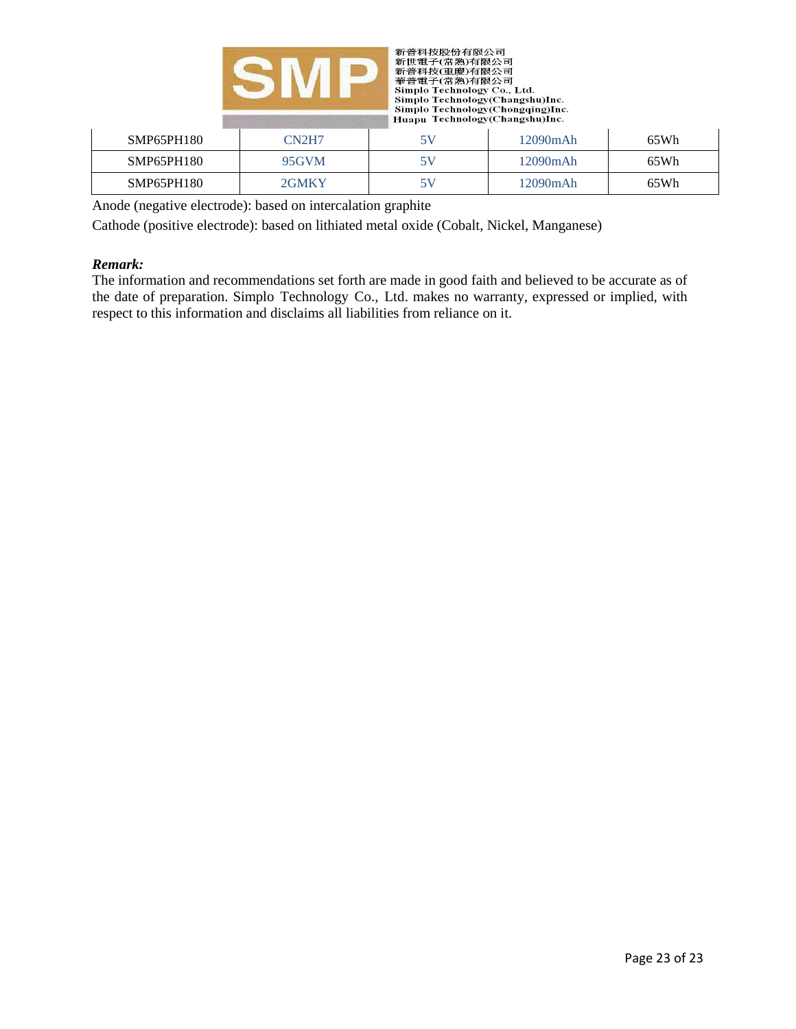| SMP65PH180 | CN2H7 | 5V | 12090mAh | 65Wh |
|---|---|---|---|---|
| SMP65PH180 | 95GVM | 5V | 12090mAh | 65Wh |
| SMP65PH180 | 2GMKY | 5V | 12090mAh | 65Wh |

Anode (negative electrode): based on intercalation graphite

Cathode (positive electrode): based on lithiated metal oxide (Cobalt, Nickel, Manganese)

***Remark:***

The information and recommendations set forth are made in good faith and believed to be accurate as of the date of preparation. Simplo Technology Co., Ltd. makes no warranty, expressed or implied, with respect to this information and disclaims all liabilities from reliance on it.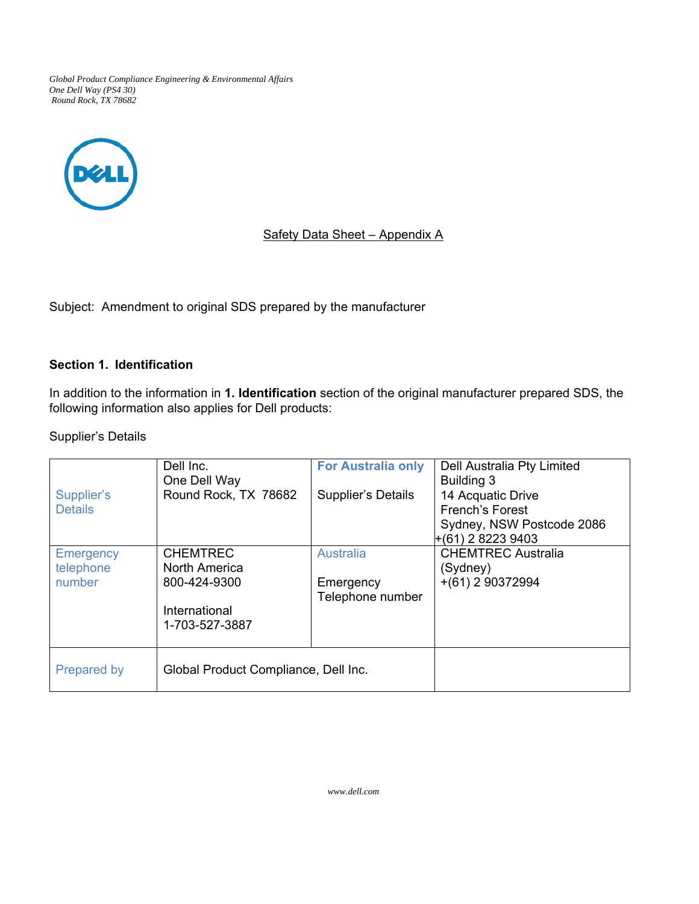*Global Product Compliance Engineering & Environmental Affairs*
*One Dell Way (PS4 30)*
*Round Rock, TX 78682*

Safety Data Sheet – Appendix A

Subject: Amendment to original SDS prepared by the manufacturer

## Section 1. Identification

In addition to the information in **1. Identification** section of the original manufacturer prepared SDS, the following information also applies for Dell products:

Supplier's Details

| | | | |
|---|---|---|---|
| Supplier's Details | Dell Inc.<br>One Dell Way<br>Round Rock, TX 78682 | **For Australia only**<br><br>Supplier's Details | Dell Australia Pty Limited<br>Building 3<br>14 Acquatic Drive<br>French's Forest<br>Sydney, NSW Postcode 2086<br>+(61) 2 8223 9403 |
| Emergency telephone number | CHEMTREC<br>North America<br>800-424-9300<br><br>International<br>1-703-527-3887 | Australia<br><br>Emergency Telephone number | CHEMTREC Australia<br>(Sydney)<br>+(61) 2 90372994 |
| Prepared by | Global Product Compliance, Dell Inc. | | |

*www.dell.com*